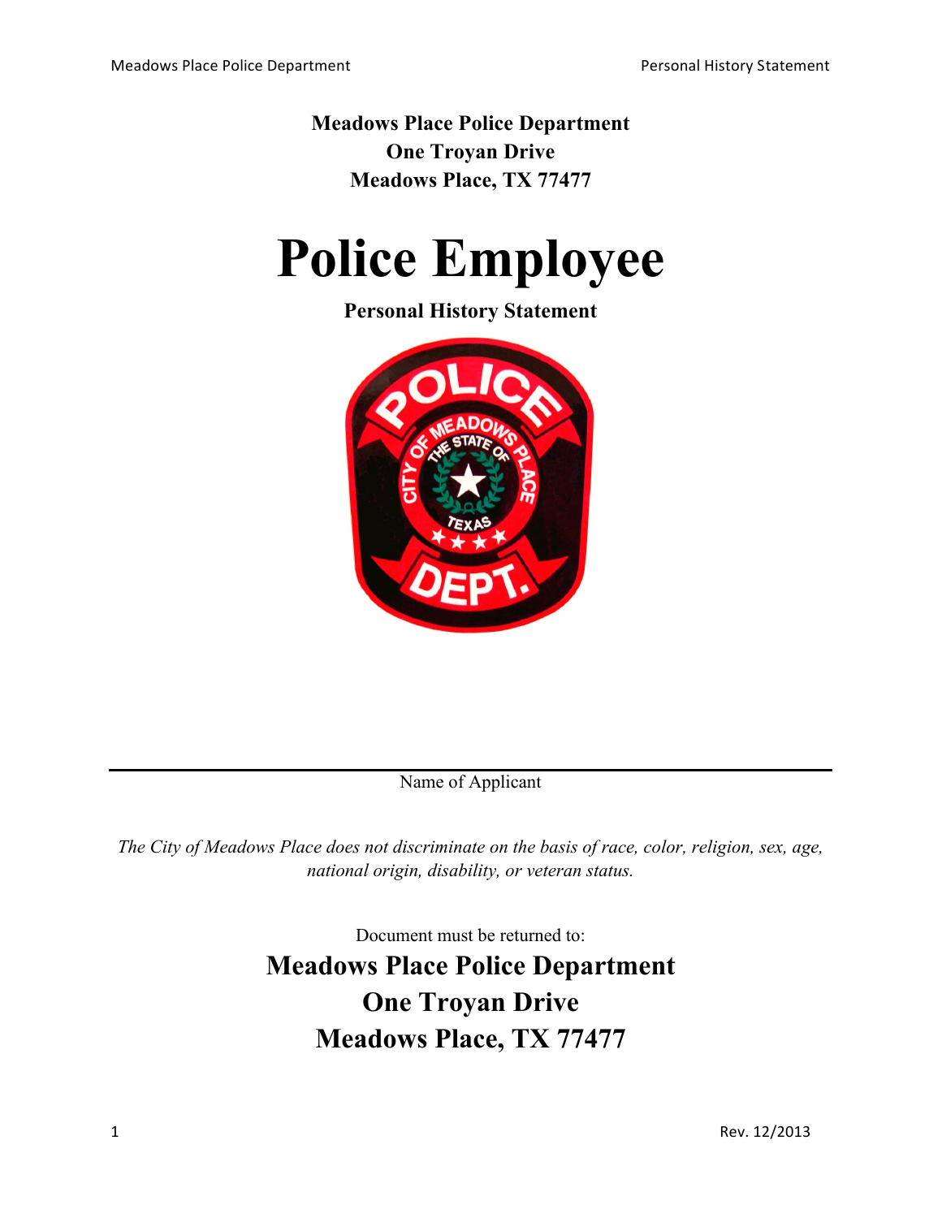**Meadows Place Police Department**
**One Troyan Drive**
**Meadows Place, TX 77477**

# Police Employee

**Personal History Statement**

---

Name of Applicant

*The City of Meadows Place does not discriminate on the basis of race, color, religion, sex, age, national origin, disability, or veteran status.*

Document must be returned to:

## Meadows Place Police Department
## One Troyan Drive
## Meadows Place, TX 77477

Rev. 12/2013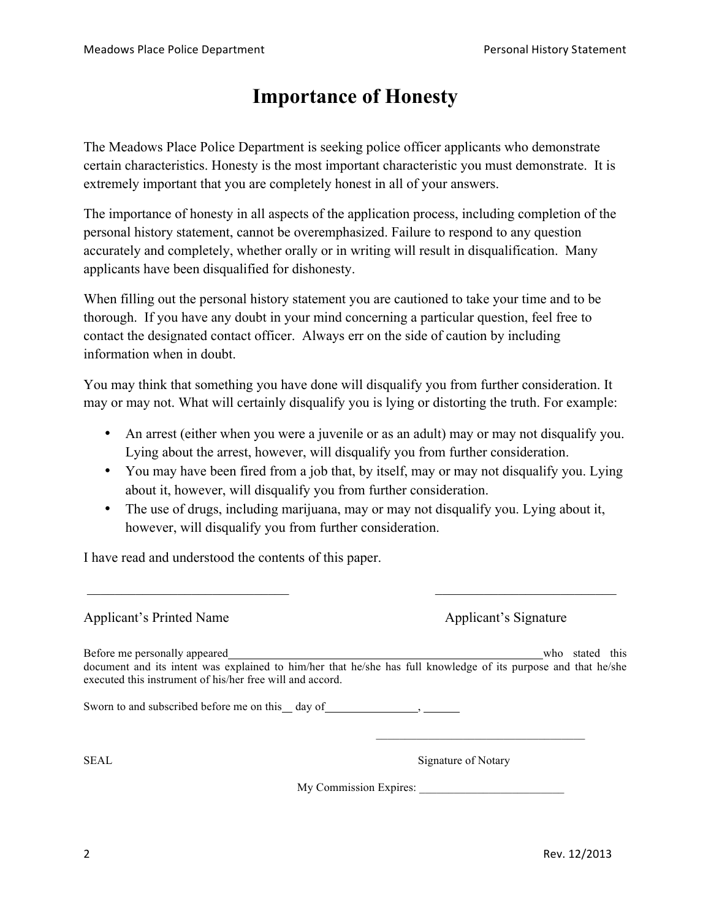# Importance of Honesty

The Meadows Place Police Department is seeking police officer applicants who demonstrate certain characteristics. Honesty is the most important characteristic you must demonstrate. It is extremely important that you are completely honest in all of your answers.

The importance of honesty in all aspects of the application process, including completion of the personal history statement, cannot be overemphasized. Failure to respond to any question accurately and completely, whether orally or in writing will result in disqualification. Many applicants have been disqualified for dishonesty.

When filling out the personal history statement you are cautioned to take your time and to be thorough. If you have any doubt in your mind concerning a particular question, feel free to contact the designated contact officer. Always err on the side of caution by including information when in doubt.

You may think that something you have done will disqualify you from further consideration. It may or may not. What will certainly disqualify you is lying or distorting the truth. For example:

- An arrest (either when you were a juvenile or as an adult) may or may not disqualify you. Lying about the arrest, however, will disqualify you from further consideration.
- You may have been fired from a job that, by itself, may or may not disqualify you. Lying about it, however, will disqualify you from further consideration.
- The use of drugs, including marijuana, may or may not disqualify you. Lying about it, however, will disqualify you from further consideration.

I have read and understood the contents of this paper.

______________________________ ______________________________

Applicant's Printed Name Applicant's Signature

Before me personally appeared________________________________________who stated this document and its intent was explained to him/her that he/she has full knowledge of its purpose and that he/she executed this instrument of his/her free will and accord.

Sworn to and subscribed before me on this__ day of_______________, ______

______________________________

SEAL Signature of Notary

My Commission Expires: ________________________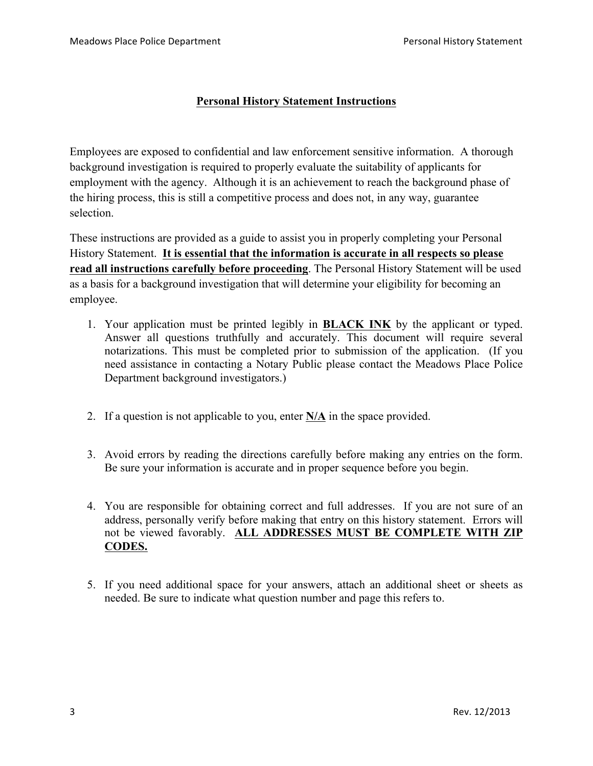## Personal History Statement Instructions

Employees are exposed to confidential and law enforcement sensitive information. A thorough background investigation is required to properly evaluate the suitability of applicants for employment with the agency. Although it is an achievement to reach the background phase of the hiring process, this is still a competitive process and does not, in any way, guarantee selection.

These instructions are provided as a guide to assist you in properly completing your Personal History Statement. **It is essential that the information is accurate in all respects so please read all instructions carefully before proceeding**. The Personal History Statement will be used as a basis for a background investigation that will determine your eligibility for becoming an employee.

1. Your application must be printed legibly in **BLACK INK** by the applicant or typed. Answer all questions truthfully and accurately. This document will require several notarizations. This must be completed prior to submission of the application. (If you need assistance in contacting a Notary Public please contact the Meadows Place Police Department background investigators.)

2. If a question is not applicable to you, enter **N/A** in the space provided.

3. Avoid errors by reading the directions carefully before making any entries on the form. Be sure your information is accurate and in proper sequence before you begin.

4. You are responsible for obtaining correct and full addresses. If you are not sure of an address, personally verify before making that entry on this history statement. Errors will not be viewed favorably. **ALL ADDRESSES MUST BE COMPLETE WITH ZIP CODES.**

5. If you need additional space for your answers, attach an additional sheet or sheets as needed. Be sure to indicate what question number and page this refers to.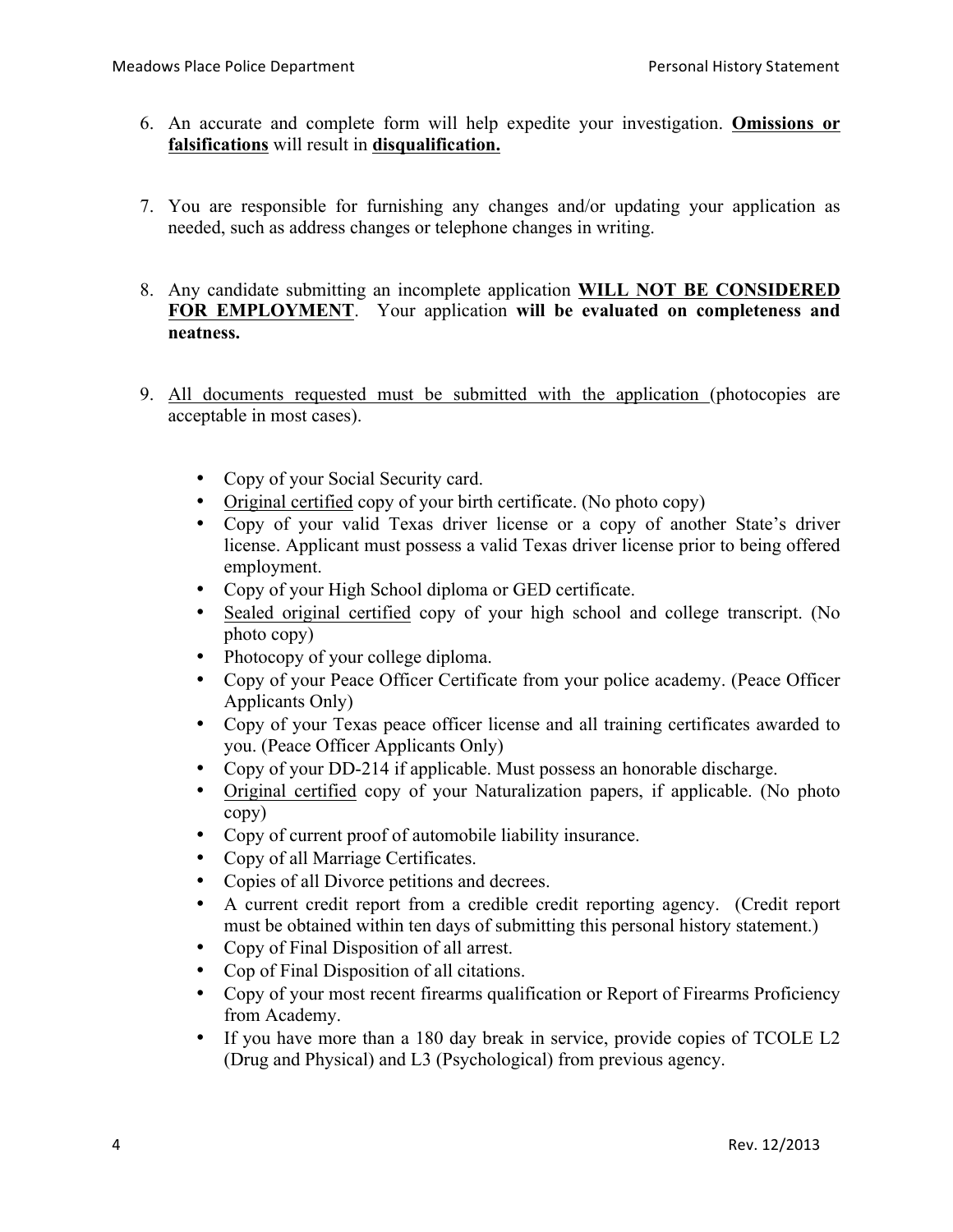6. An accurate and complete form will help expedite your investigation. **Omissions or falsifications** will result in **disqualification.**

7. You are responsible for furnishing any changes and/or updating your application as needed, such as address changes or telephone changes in writing.

8. Any candidate submitting an incomplete application **WILL NOT BE CONSIDERED FOR EMPLOYMENT**. Your application **will be evaluated on completeness and neatness.**

9. All documents requested must be submitted with the application (photocopies are acceptable in most cases).

   - Copy of your Social Security card.
   - Original certified copy of your birth certificate. (No photo copy)
   - Copy of your valid Texas driver license or a copy of another State's driver license. Applicant must possess a valid Texas driver license prior to being offered employment.
   - Copy of your High School diploma or GED certificate.
   - Sealed original certified copy of your high school and college transcript. (No photo copy)
   - Photocopy of your college diploma.
   - Copy of your Peace Officer Certificate from your police academy. (Peace Officer Applicants Only)
   - Copy of your Texas peace officer license and all training certificates awarded to you. (Peace Officer Applicants Only)
   - Copy of your DD-214 if applicable. Must possess an honorable discharge.
   - Original certified copy of your Naturalization papers, if applicable. (No photo copy)
   - Copy of current proof of automobile liability insurance.
   - Copy of all Marriage Certificates.
   - Copies of all Divorce petitions and decrees.
   - A current credit report from a credible credit reporting agency. (Credit report must be obtained within ten days of submitting this personal history statement.)
   - Copy of Final Disposition of all arrest.
   - Cop of Final Disposition of all citations.
   - Copy of your most recent firearms qualification or Report of Firearms Proficiency from Academy.
   - If you have more than a 180 day break in service, provide copies of TCOLE L2 (Drug and Physical) and L3 (Psychological) from previous agency.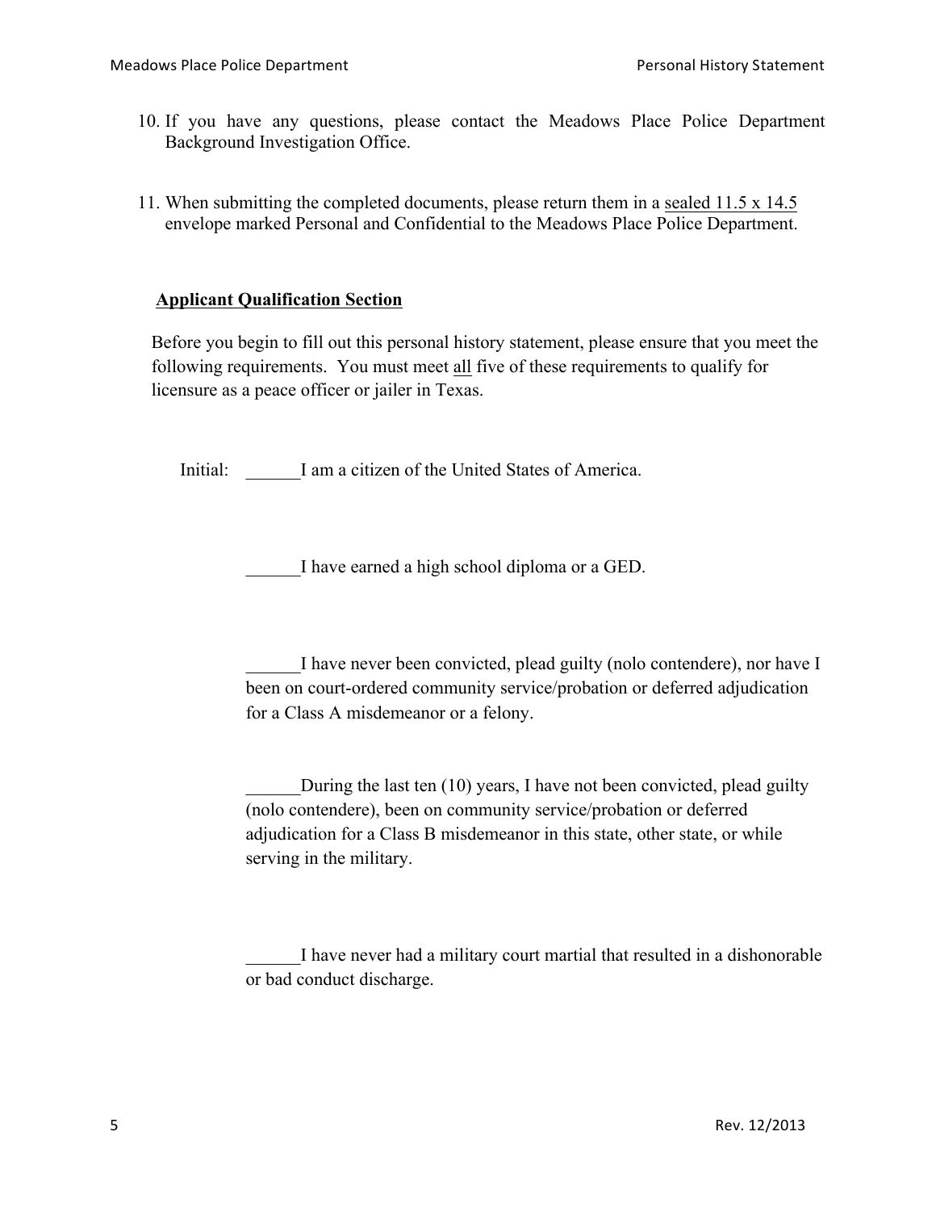10. If you have any questions, please contact the Meadows Place Police Department Background Investigation Office.

11. When submitting the completed documents, please return them in a sealed 11.5 x 14.5 envelope marked Personal and Confidential to the Meadows Place Police Department.

**Applicant Qualification Section**

Before you begin to fill out this personal history statement, please ensure that you meet the following requirements. You must meet all five of these requirements to qualify for licensure as a peace officer or jailer in Texas.

Initial: ______I am a citizen of the United States of America.

______I have earned a high school diploma or a GED.

______I have never been convicted, plead guilty (nolo contendere), nor have I been on court-ordered community service/probation or deferred adjudication for a Class A misdemeanor or a felony.

______During the last ten (10) years, I have not been convicted, plead guilty (nolo contendere), been on community service/probation or deferred adjudication for a Class B misdemeanor in this state, other state, or while serving in the military.

______I have never had a military court martial that resulted in a dishonorable or bad conduct discharge.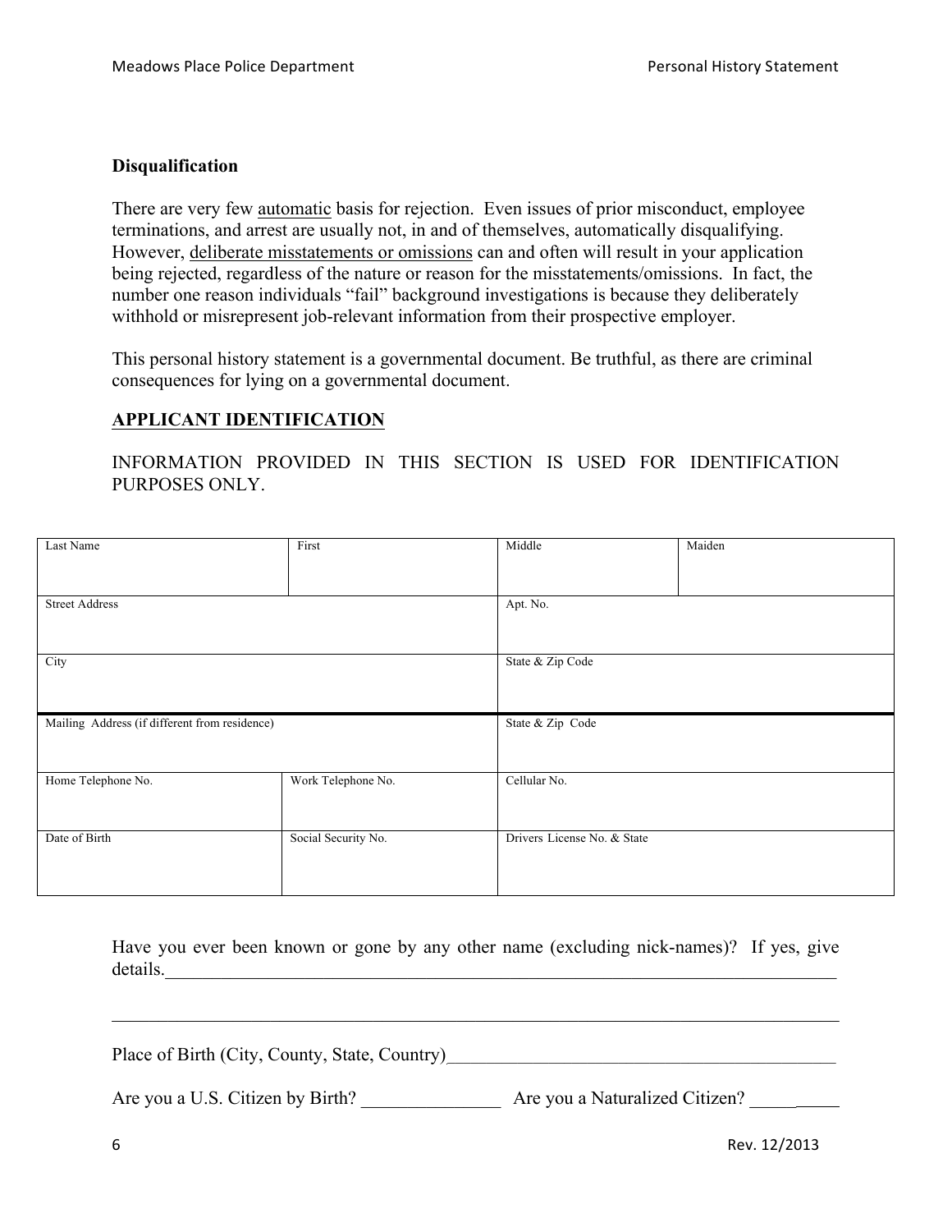**Disqualification**

There are very few automatic basis for rejection. Even issues of prior misconduct, employee terminations, and arrest are usually not, in and of themselves, automatically disqualifying. However, deliberate misstatements or omissions can and often will result in your application being rejected, regardless of the nature or reason for the misstatements/omissions. In fact, the number one reason individuals "fail" background investigations is because they deliberately withhold or misrepresent job-relevant information from their prospective employer.

This personal history statement is a governmental document. Be truthful, as there are criminal consequences for lying on a governmental document.

**APPLICANT IDENTIFICATION**

INFORMATION PROVIDED IN THIS SECTION IS USED FOR IDENTIFICATION PURPOSES ONLY.

| Last Name | First | Middle | Maiden |
|---|---|---|---|
| Street Address | | Apt. No. | |
| City | | State & Zip Code | |
| Mailing Address (if different from residence) | | State & Zip Code | |
| Home Telephone No. | Work Telephone No. | Cellular No. | |
| Date of Birth | Social Security No. | Drivers License No. & State | |

Have you ever been known or gone by any other name (excluding nick-names)? If yes, give details.______________________________________________________________________________

______________________________________________________________________________

Place of Birth (City, County, State, Country)_____________________________________________

Are you a U.S. Citizen by Birth? _______________ Are you a Naturalized Citizen? __________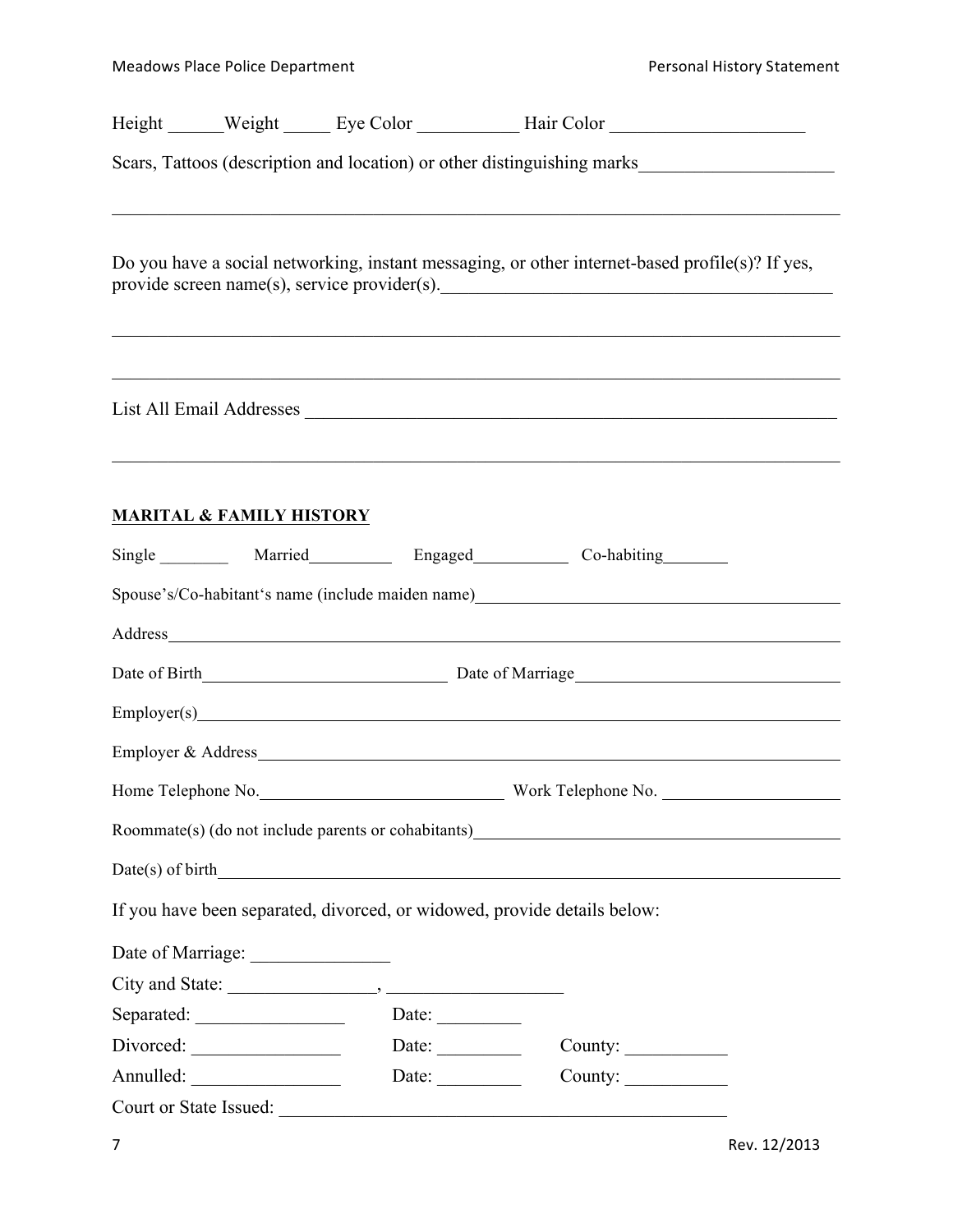Height ______Weight _____ Eye Color ___________ Hair Color _____________________

Scars, Tattoos (description and location) or other distinguishing marks_____________________

_______________________________________________________________________________

Do you have a social networking, instant messaging, or other internet-based profile(s)? If yes, provide screen name(s), service provider(s).____________________________________________

_______________________________________________________________________________

_______________________________________________________________________________

List All Email Addresses ____________________________________________________________

_______________________________________________________________________________

**MARITAL & FAMILY HISTORY**

Single ________ Married__________ Engaged___________ Co-habiting________

Spouse's/Co-habitant's name (include maiden name)___________________________________________

Address_________________________________________________________________________

Date of Birth____________________________ Date of Marriage______________________________

Employer(s)______________________________________________________________________

Employer & Address________________________________________________________________

Home Telephone No.____________________________ Work Telephone No. ____________________

Roommate(s) (do not include parents or cohabitants)__________________________________________

Date(s) of birth____________________________________________________________________

If you have been separated, divorced, or widowed, provide details below:

Date of Marriage: _______________

City and State: ________________, ___________________

Separated: ________________ Date: _________

Divorced: ________________ Date: _________ County: ___________

Annulled: ________________ Date: _________ County: ___________

Court or State Issued: __________________________________________________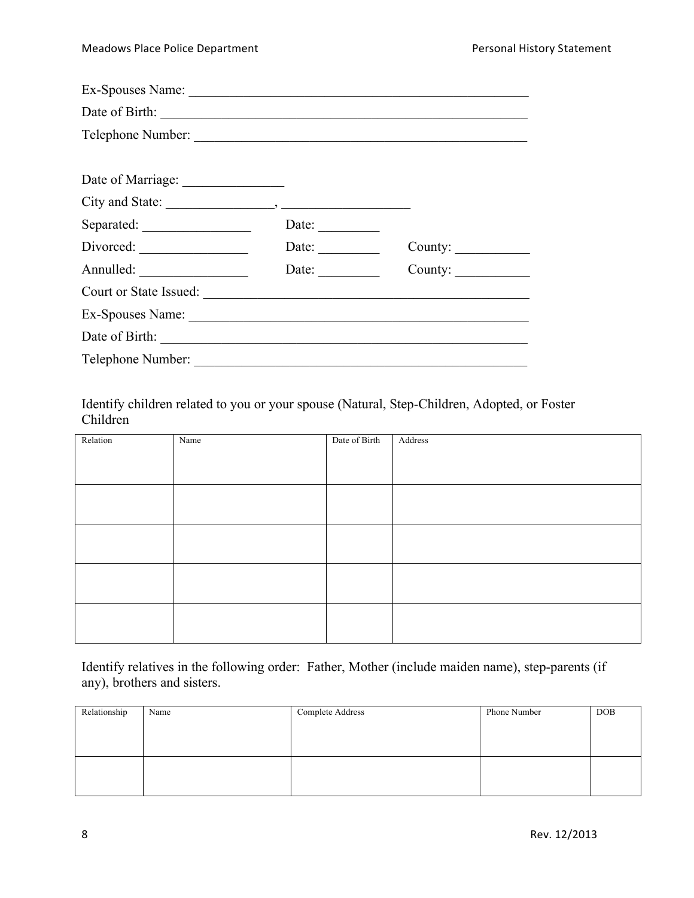Ex-Spouses Name: ___________________________________________________

Date of Birth: ______________________________________________________

Telephone Number: ___________________________________________________

Date of Marriage: _______________

City and State: ________________, ___________________

Separated: ________________ Date: _________

Divorced: ________________ Date: _________ County: ___________

Annulled: ________________ Date: _________ County: ___________

Court or State Issued: ________________________________________________

Ex-Spouses Name: ___________________________________________________

Date of Birth: ______________________________________________________

Telephone Number: ___________________________________________________

Identify children related to you or your spouse (Natural, Step-Children, Adopted, or Foster Children

| Relation | Name | Date of Birth | Address |
|---|---|---|---|
| | | | |
| | | | |
| | | | |
| | | | |

Identify relatives in the following order: Father, Mother (include maiden name), step-parents (if any), brothers and sisters.

| Relationship | Name | Complete Address | Phone Number | DOB |
|---|---|---|---|---|
| | | | | |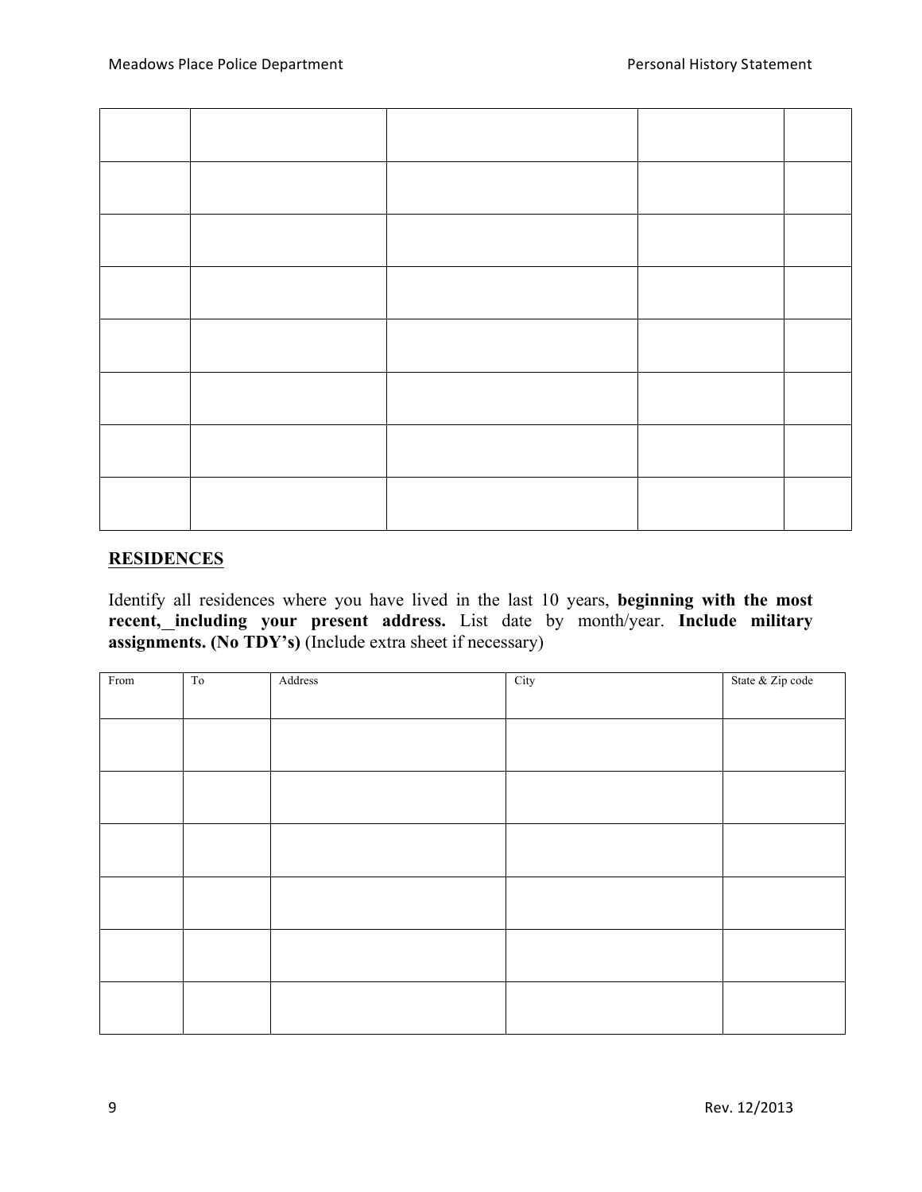| | | | | |
|---|---|---|---|---|
| | | | | |
| | | | | |
| | | | | |
| | | | | |
| | | | | |
| | | | | |
| | | | | |
| | | | | |

## RESIDENCES

Identify all residences where you have lived in the last 10 years, **beginning with the most recent, including your present address.** List date by month/year. **Include military assignments. (No TDY's)** (Include extra sheet if necessary)

| From | To | Address | City | State & Zip code |
|---|---|---|---|---|
| | | | | |
| | | | | |
| | | | | |
| | | | | |
| | | | | |
| | | | | |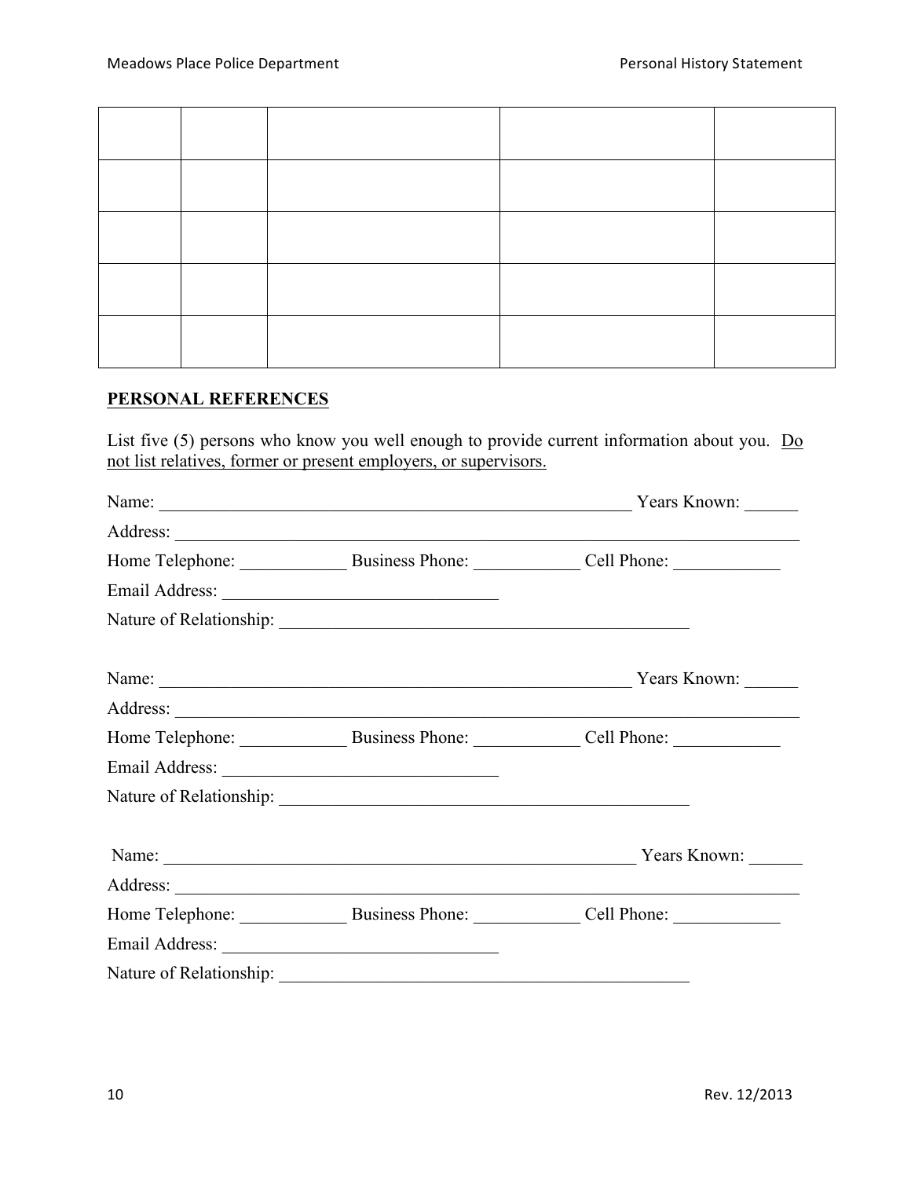| | | | | |
|---|---|---|---|---|
| | | | | |
| | | | | |
| | | | | |
| | | | | |
| | | | | |

**PERSONAL REFERENCES**

List five (5) persons who know you well enough to provide current information about you. <u>Do not list relatives, former or present employers, or supervisors.</u>

Name: _______________________________________________ Years Known: ______

Address: _______________________________________________________________

Home Telephone: ____________ Business Phone: ____________ Cell Phone: ____________

Email Address: ______________________________

Nature of Relationship: ______________________________________________

Name: _______________________________________________ Years Known: ______

Address: _______________________________________________________________

Home Telephone: ____________ Business Phone: ____________ Cell Phone: ____________

Email Address: ______________________________

Nature of Relationship: ______________________________________________

Name: _______________________________________________ Years Known: ______

Address: _______________________________________________________________

Home Telephone: ____________ Business Phone: ____________ Cell Phone: ____________

Email Address: ______________________________

Nature of Relationship: ______________________________________________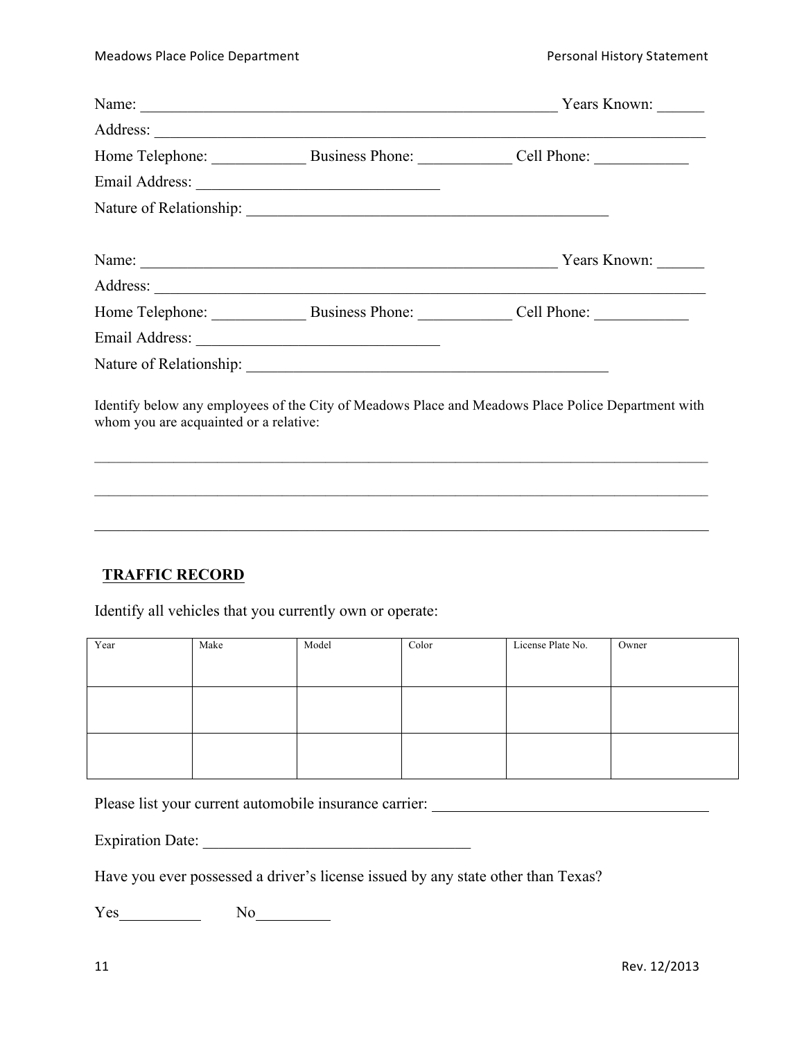Name: ______________________________________________________ Years Known: ______

Address: _____________________________________________________________________

Home Telephone: ____________ Business Phone: ____________ Cell Phone: ____________

Email Address: _______________________________

Nature of Relationship: _______________________________________________

Name: ______________________________________________________ Years Known: ______

Address: _____________________________________________________________________

Home Telephone: ____________ Business Phone: ____________ Cell Phone: ____________

Email Address: _______________________________

Nature of Relationship: _______________________________________________

Identify below any employees of the City of Meadows Place and Meadows Place Police Department with whom you are acquainted or a relative:

_______________________________________________________________________________

_______________________________________________________________________________

_______________________________________________________________________________

## TRAFFIC RECORD

Identify all vehicles that you currently own or operate:

| Year | Make | Model | Color | License Plate No. | Owner |
|---|---|---|---|---|---|
| | | | | | |
| | | | | | |
| | | | | | |

Please list your current automobile insurance carrier: ___________________________________

Expiration Date: __________________________________

Have you ever possessed a driver's license issued by any state other than Texas?

Yes__________ No_________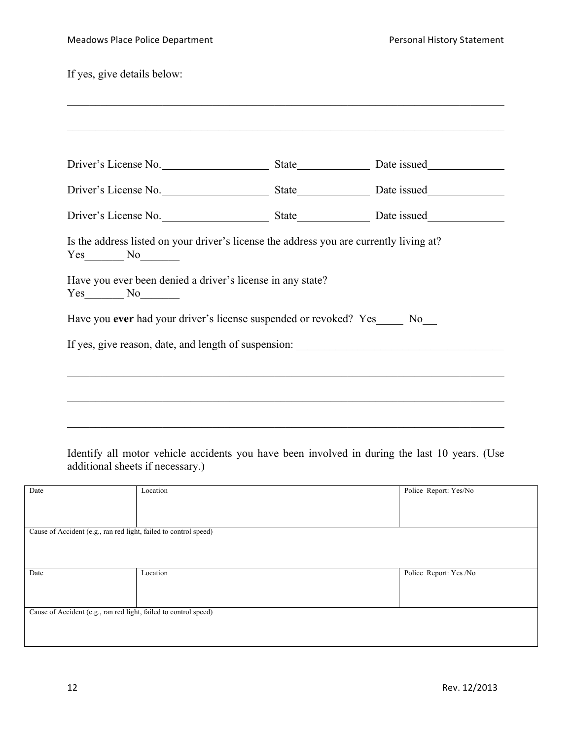If yes, give details below:

\_\_\_\_\_\_\_\_\_\_\_\_\_\_\_\_\_\_\_\_\_\_\_\_\_\_\_\_\_\_\_\_\_\_\_\_\_\_\_\_\_\_\_\_\_\_\_\_\_\_\_\_\_\_\_\_\_\_\_\_\_\_\_\_\_\_\_\_\_\_\_\_\_\_\_\_

\_\_\_\_\_\_\_\_\_\_\_\_\_\_\_\_\_\_\_\_\_\_\_\_\_\_\_\_\_\_\_\_\_\_\_\_\_\_\_\_\_\_\_\_\_\_\_\_\_\_\_\_\_\_\_\_\_\_\_\_\_\_\_\_\_\_\_\_\_\_\_\_\_\_\_\_

Driver's License No.\_\_\_\_\_\_\_\_\_\_\_\_\_\_\_\_\_\_\_ State\_\_\_\_\_\_\_\_\_\_\_\_\_ Date issued\_\_\_\_\_\_\_\_\_\_\_\_\_\_

Driver's License No.\_\_\_\_\_\_\_\_\_\_\_\_\_\_\_\_\_\_\_ State\_\_\_\_\_\_\_\_\_\_\_\_\_ Date issued\_\_\_\_\_\_\_\_\_\_\_\_\_\_

Driver's License No.\_\_\_\_\_\_\_\_\_\_\_\_\_\_\_\_\_\_\_ State\_\_\_\_\_\_\_\_\_\_\_\_\_ Date issued\_\_\_\_\_\_\_\_\_\_\_\_\_\_

Is the address listed on your driver's license the address you are currently living at?
Yes\_\_\_\_\_\_\_ No\_\_\_\_\_\_\_

Have you ever been denied a driver's license in any state?
Yes\_\_\_\_\_\_\_ No\_\_\_\_\_\_\_

Have you **ever** had your driver's license suspended or revoked? Yes\_\_\_\_\_ No\_\_

If yes, give reason, date, and length of suspension: \_\_\_\_\_\_\_\_\_\_\_\_\_\_\_\_\_\_\_\_\_\_\_\_\_\_\_\_\_\_\_\_\_\_\_\_\_

\_\_\_\_\_\_\_\_\_\_\_\_\_\_\_\_\_\_\_\_\_\_\_\_\_\_\_\_\_\_\_\_\_\_\_\_\_\_\_\_\_\_\_\_\_\_\_\_\_\_\_\_\_\_\_\_\_\_\_\_\_\_\_\_\_\_\_\_\_\_\_\_\_\_\_\_

\_\_\_\_\_\_\_\_\_\_\_\_\_\_\_\_\_\_\_\_\_\_\_\_\_\_\_\_\_\_\_\_\_\_\_\_\_\_\_\_\_\_\_\_\_\_\_\_\_\_\_\_\_\_\_\_\_\_\_\_\_\_\_\_\_\_\_\_\_\_\_\_\_\_\_\_

\_\_\_\_\_\_\_\_\_\_\_\_\_\_\_\_\_\_\_\_\_\_\_\_\_\_\_\_\_\_\_\_\_\_\_\_\_\_\_\_\_\_\_\_\_\_\_\_\_\_\_\_\_\_\_\_\_\_\_\_\_\_\_\_\_\_\_\_\_\_\_\_\_\_\_\_

Identify all motor vehicle accidents you have been involved in during the last 10 years. (Use additional sheets if necessary.)

| Date | Location | Police Report: Yes/No |
|---|---|---|
| | | |
| Cause of Accident (e.g., ran red light, failed to control speed) | | |
| | | |
| Date | Location | Police Report: Yes /No |
| | | |
| Cause of Accident (e.g., ran red light, failed to control speed) | | |
| | | |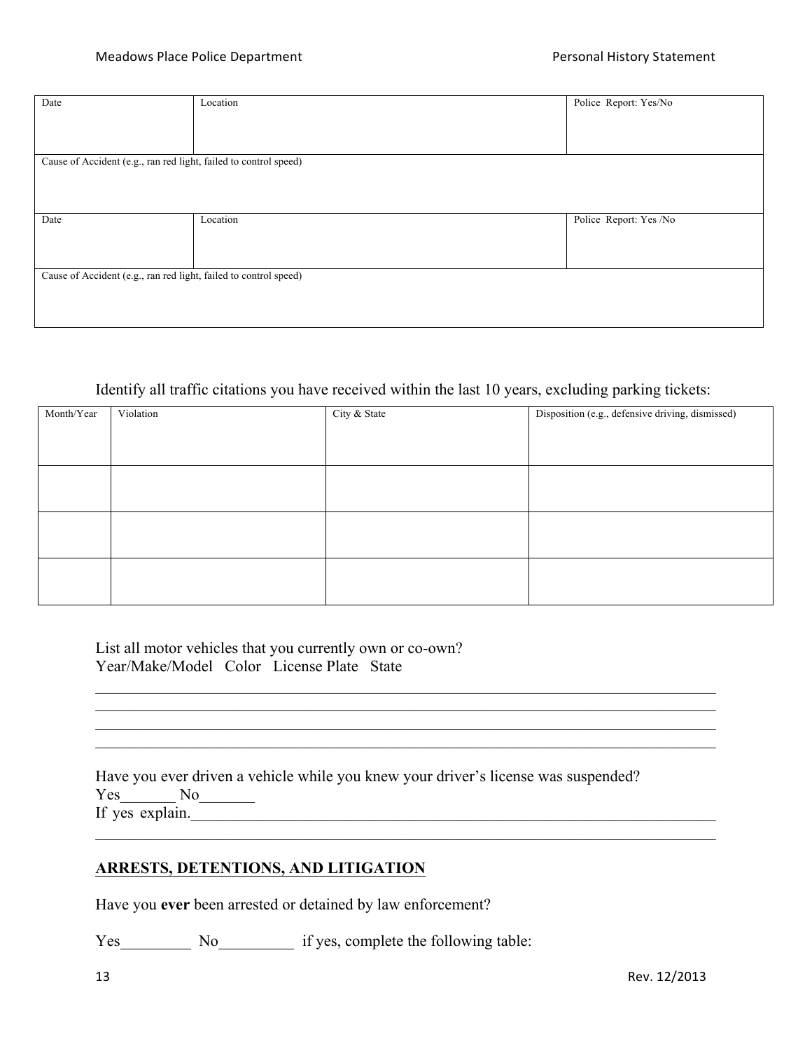| Date | Location | Police Report: Yes/No |
|---|---|---|
| Cause of Accident (e.g., ran red light, failed to control speed) | | |
| Date | Location | Police Report: Yes /No |
| Cause of Accident (e.g., ran red light, failed to control speed) | | |

Identify all traffic citations you have received within the last 10 years, excluding parking tickets:

| Month/Year | Violation | City & State | Disposition (e.g., defensive driving, dismissed) |
|---|---|---|---|
| | | | |
| | | | |
| | | | |
| | | | |

List all motor vehicles that you currently own or co-own?
Year/Make/Model Color License Plate State

___________________________________________________________________________
___________________________________________________________________________
___________________________________________________________________________
___________________________________________________________________________

Have you ever driven a vehicle while you knew your driver's license was suspended?
Yes_______ No_______
If yes explain.___________________________________________________________
___________________________________________________________________________

## ARRESTS, DETENTIONS, AND LITIGATION

Have you **ever** been arrested or detained by law enforcement?

Yes_________ No_________ if yes, complete the following table: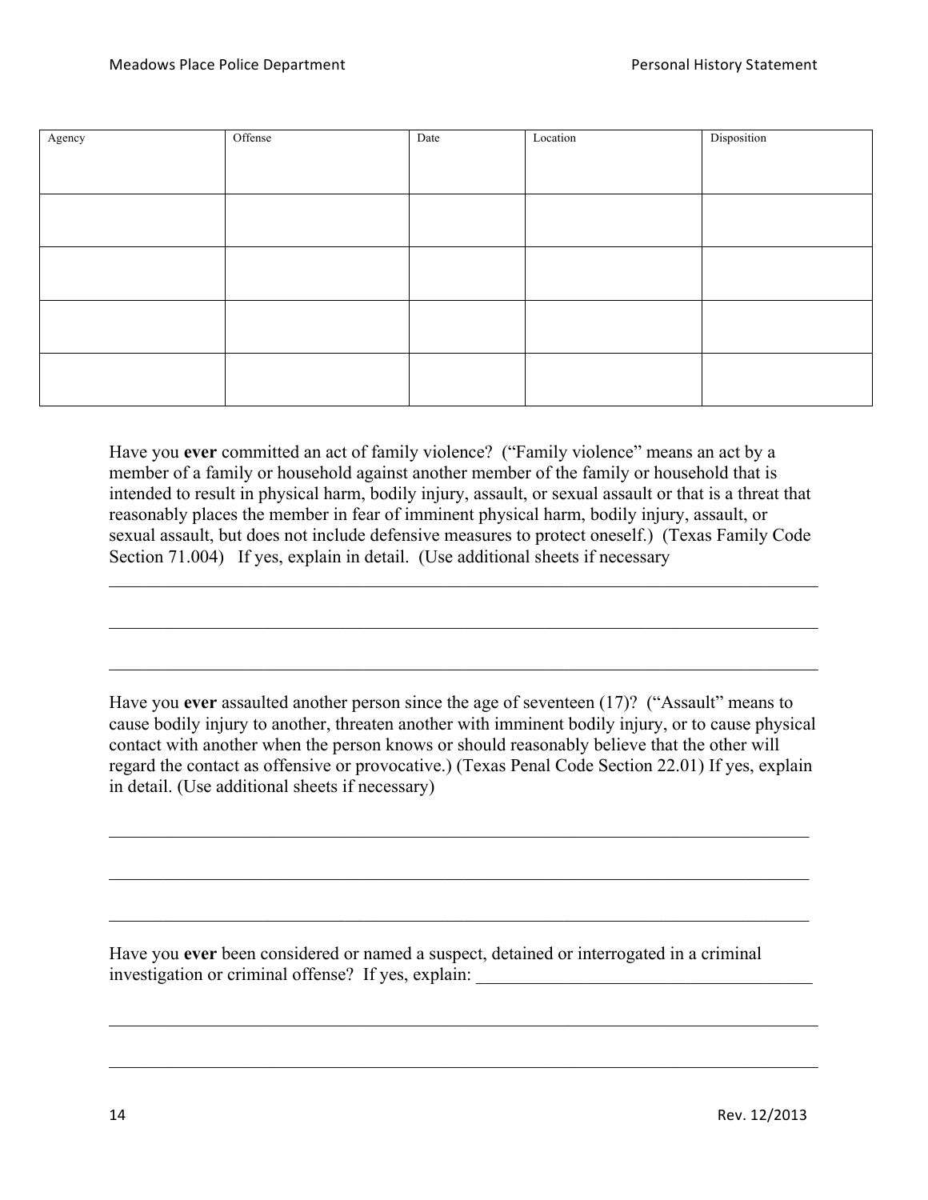| Agency | Offense | Date | Location | Disposition |
|---|---|---|---|---|
| | | | | |
| | | | | |
| | | | | |
| | | | | |

Have you **ever** committed an act of family violence? ("Family violence" means an act by a member of a family or household against another member of the family or household that is intended to result in physical harm, bodily injury, assault, or sexual assault or that is a threat that reasonably places the member in fear of imminent physical harm, bodily injury, assault, or sexual assault, but does not include defensive measures to protect oneself.) (Texas Family Code Section 71.004) If yes, explain in detail. (Use additional sheets if necessary

_______________________________________________________________________________

_______________________________________________________________________________

_______________________________________________________________________________

Have you **ever** assaulted another person since the age of seventeen (17)? ("Assault" means to cause bodily injury to another, threaten another with imminent bodily injury, or to cause physical contact with another when the person knows or should reasonably believe that the other will regard the contact as offensive or provocative.) (Texas Penal Code Section 22.01) If yes, explain in detail. (Use additional sheets if necessary)

_______________________________________________________________________________

_______________________________________________________________________________

_______________________________________________________________________________

Have you **ever** been considered or named a suspect, detained or interrogated in a criminal investigation or criminal offense? If yes, explain: ______________________________________

_______________________________________________________________________________

_______________________________________________________________________________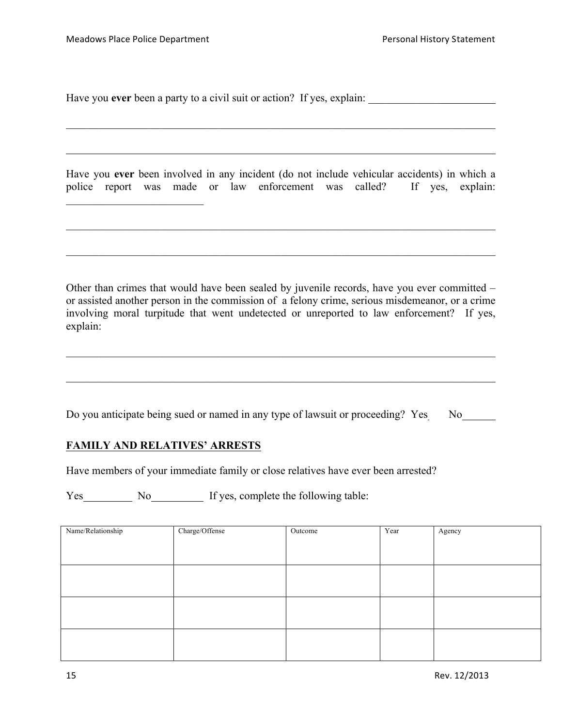Have you **ever** been a party to a civil suit or action? If yes, explain: _______________________

_____________________________________________________________________________

_____________________________________________________________________________

Have you **ever** been involved in any incident (do not include vehicular accidents) in which a police report was made or law enforcement was called? If yes, explain: _________________________

_____________________________________________________________________________

_____________________________________________________________________________

Other than crimes that would have been sealed by juvenile records, have you ever committed – or assisted another person in the commission of a felony crime, serious misdemeanor, or a crime involving moral turpitude that went undetected or unreported to law enforcement? If yes, explain:

_____________________________________________________________________________

_____________________________________________________________________________

Do you anticipate being sued or named in any type of lawsuit or proceeding? Yes No______

## FAMILY AND RELATIVES' ARRESTS

Have members of your immediate family or close relatives have ever been arrested?

Yes_________ No_________ If yes, complete the following table:

| Name/Relationship | Charge/Offense | Outcome | Year | Agency |
|---|---|---|---|---|
| | | | | |
| | | | | |
| | | | | |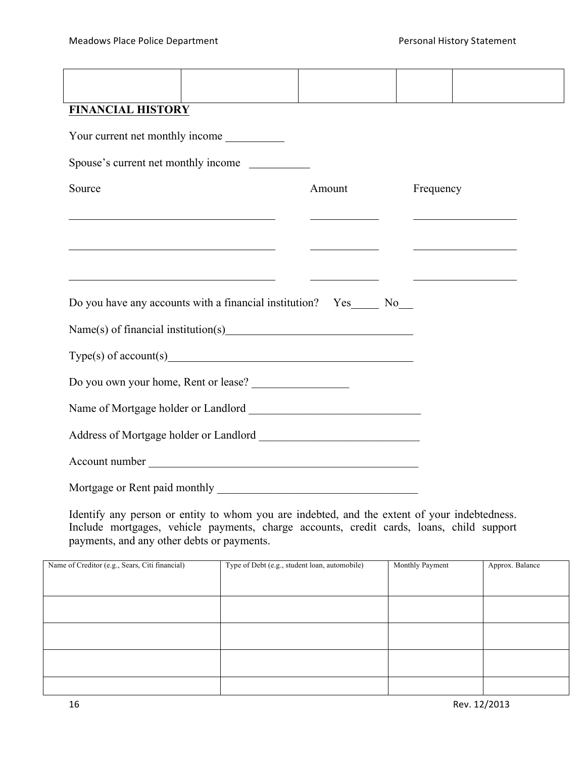| | | | | |
|---|---|---|---|---|
| | | | | |

**FINANCIAL HISTORY**

Your current net monthly income __________

Spouse's current net monthly income __________

| Source | Amount | Frequency |
|---|---|---|
| | | |
| | | |
| | | |

Do you have any accounts with a financial institution? Yes_____ No___

Name(s) of financial institution(s)_______________________________

Type(s) of account(s)_______________________________________

Do you own your home, Rent or lease? ________________

Name of Mortgage holder or Landlord ____________________________

Address of Mortgage holder or Landlord __________________________

Account number ______________________________________________

Mortgage or Rent paid monthly __________________________________

Identify any person or entity to whom you are indebted, and the extent of your indebtedness. Include mortgages, vehicle payments, charge accounts, credit cards, loans, child support payments, and any other debts or payments.

| Name of Creditor (e.g., Sears, Citi financial) | Type of Debt (e.g., student loan, automobile) | Monthly Payment | Approx. Balance |
|---|---|---|---|
| | | | |
| | | | |
| | | | |
| | | | |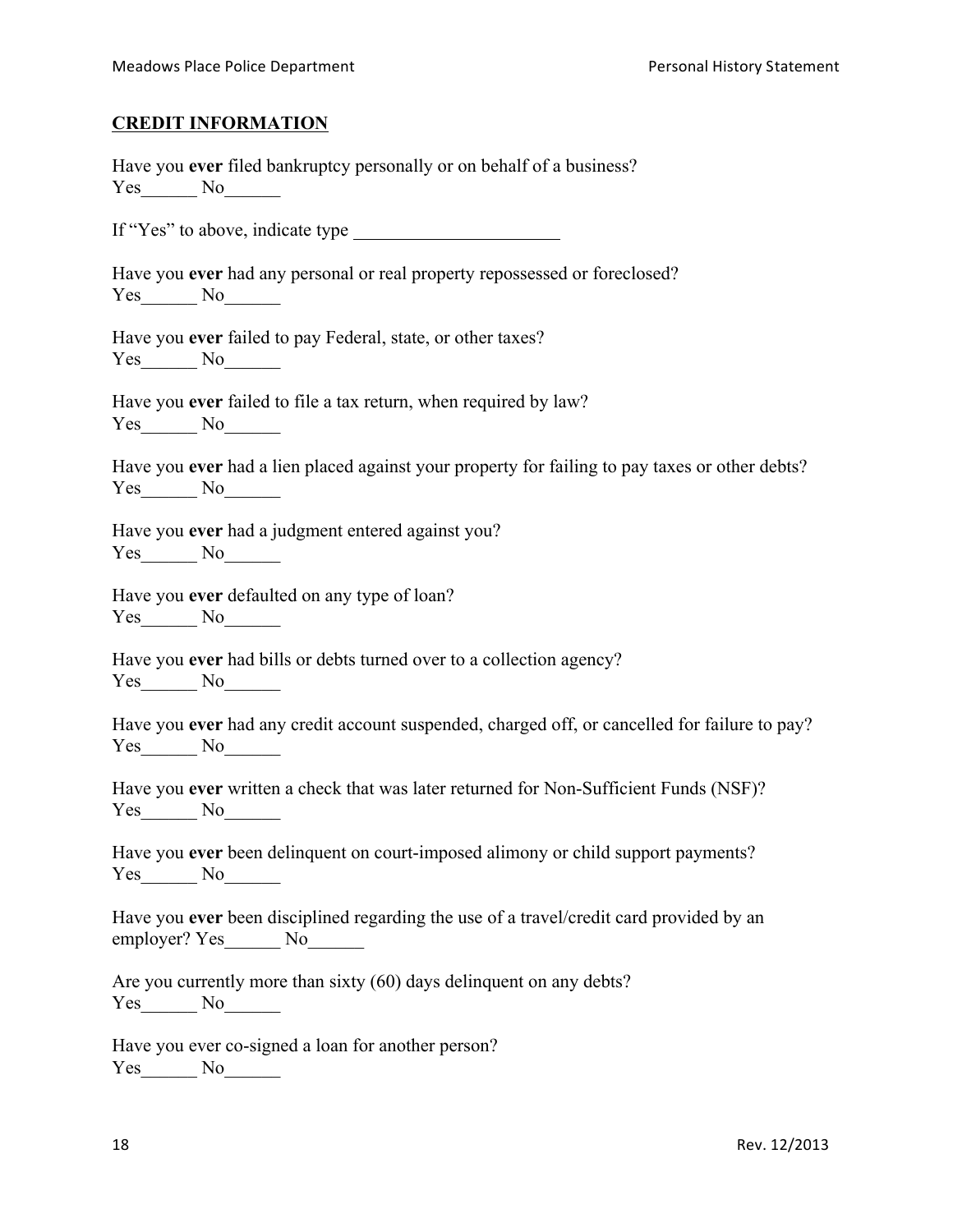## CREDIT INFORMATION

Have you **ever** filed bankruptcy personally or on behalf of a business?
Yes______ No______

If "Yes" to above, indicate type ______________________

Have you **ever** had any personal or real property repossessed or foreclosed?
Yes______ No______

Have you **ever** failed to pay Federal, state, or other taxes?
Yes______ No______

Have you **ever** failed to file a tax return, when required by law?
Yes______ No______

Have you **ever** had a lien placed against your property for failing to pay taxes or other debts?
Yes______ No______

Have you **ever** had a judgment entered against you?
Yes______ No______

Have you **ever** defaulted on any type of loan?
Yes______ No______

Have you **ever** had bills or debts turned over to a collection agency?
Yes______ No______

Have you **ever** had any credit account suspended, charged off, or cancelled for failure to pay?
Yes______ No______

Have you **ever** written a check that was later returned for Non-Sufficient Funds (NSF)?
Yes______ No______

Have you **ever** been delinquent on court-imposed alimony or child support payments?
Yes______ No______

Have you **ever** been disciplined regarding the use of a travel/credit card provided by an employer? Yes______ No______

Are you currently more than sixty (60) days delinquent on any debts?
Yes______ No______

Have you ever co-signed a loan for another person?
Yes______ No______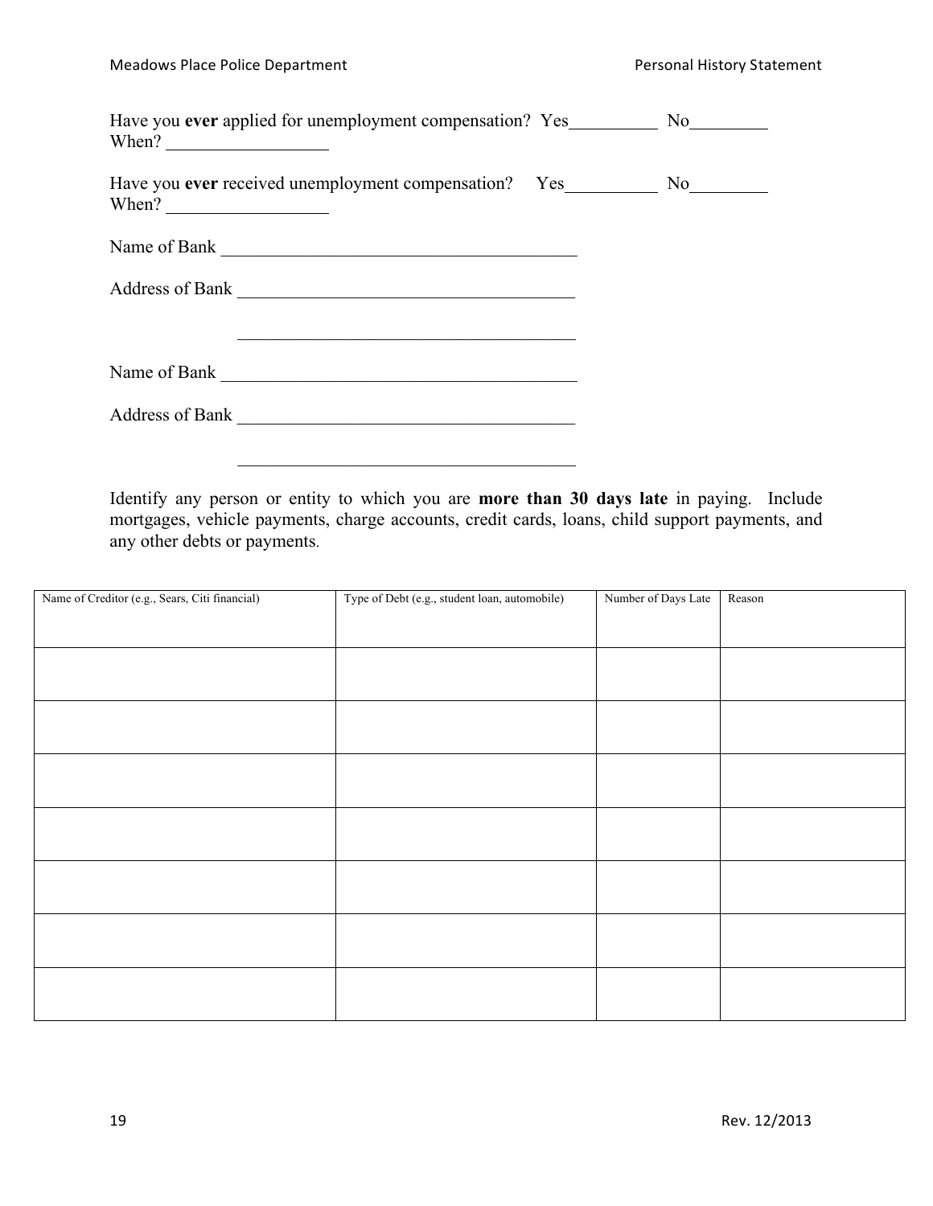Have you **ever** applied for unemployment compensation? Yes__________ No_________
When? __________________

Have you **ever** received unemployment compensation? Yes__________ No_________
When? __________________

Name of Bank ________________________________________

Address of Bank ______________________________________

______________________________________

Name of Bank ________________________________________

Address of Bank ______________________________________

______________________________________

Identify any person or entity to which you are **more than 30 days late** in paying. Include mortgages, vehicle payments, charge accounts, credit cards, loans, child support payments, and any other debts or payments.

| Name of Creditor (e.g., Sears, Citi financial) | Type of Debt (e.g., student loan, automobile) | Number of Days Late | Reason |
|---|---|---|---|
| | | | |
| | | | |
| | | | |
| | | | |
| | | | |
| | | | |
| | | | |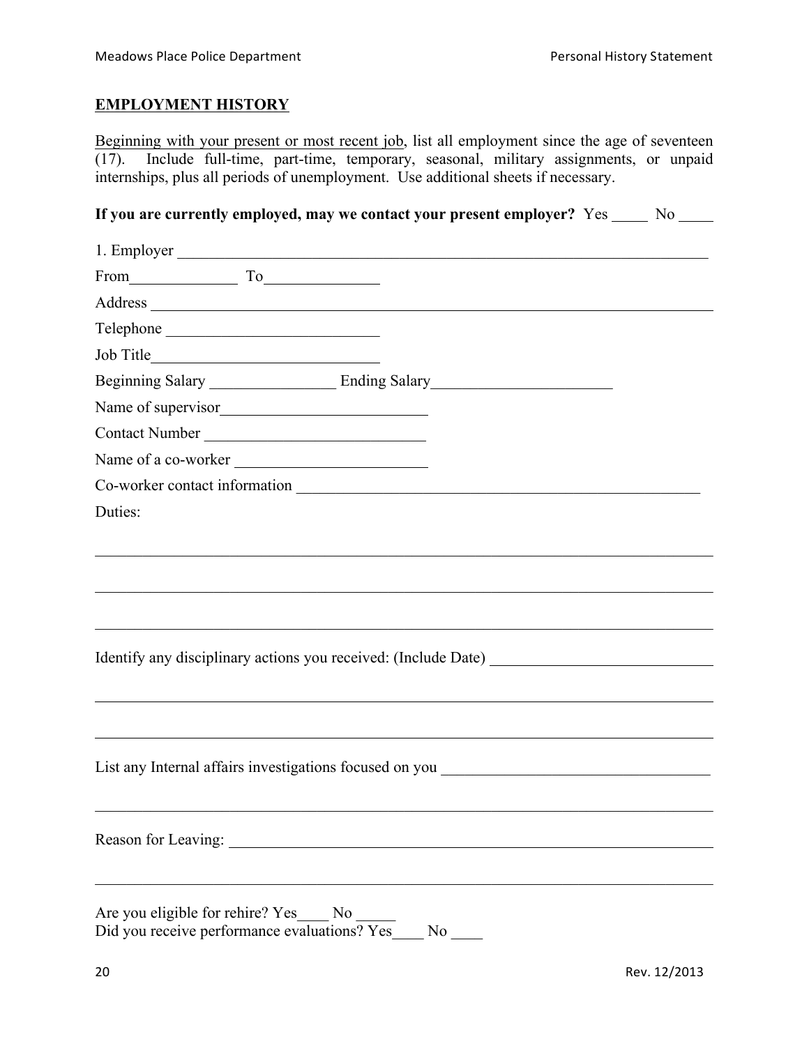## EMPLOYMENT HISTORY

Beginning with your present or most recent job, list all employment since the age of seventeen (17). Include full-time, part-time, temporary, seasonal, military assignments, or unpaid internships, plus all periods of unemployment. Use additional sheets if necessary.

**If you are currently employed, may we contact your present employer?** Yes _____ No _____

1. Employer ______________________________________________________________________

From______________ To_______________

Address ______________________________________________________________________

Telephone ___________________________

Job Title_____________________________

Beginning Salary ________________ Ending Salary_______________________

Name of supervisor__________________________

Contact Number ___________________________

Name of a co-worker ________________________

Co-worker contact information ____________________________________________________

Duties:

______________________________________________________________________________

______________________________________________________________________________

______________________________________________________________________________

Identify any disciplinary actions you received: (Include Date) ____________________________

______________________________________________________________________________

______________________________________________________________________________

List any Internal affairs investigations focused on you _________________________________

______________________________________________________________________________

Reason for Leaving: ____________________________________________________________

______________________________________________________________________________

Are you eligible for rehire? Yes____ No _____

Did you receive performance evaluations? Yes____ No ____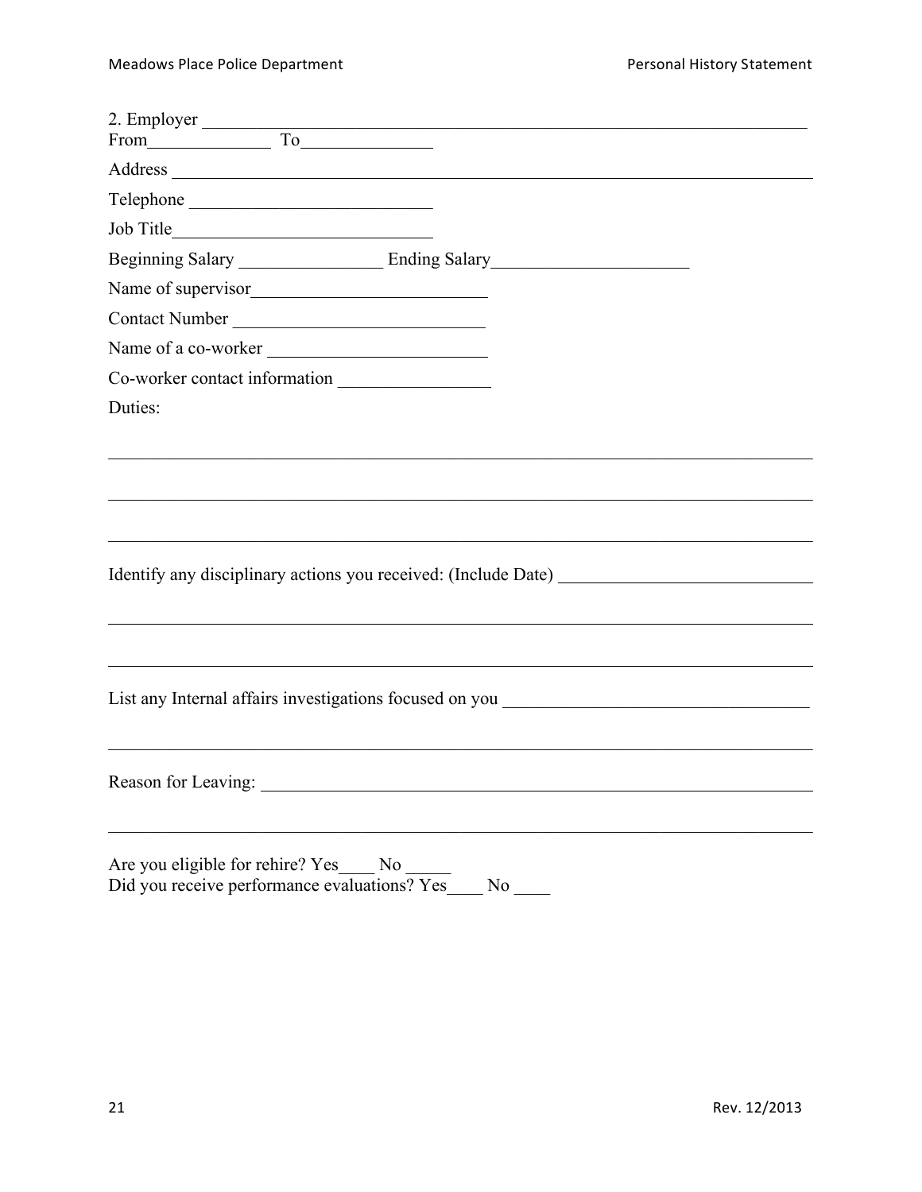2. Employer ______________________________________________________________________
From______________ To_______________

Address ______________________________________________________________________

Telephone ___________________________

Job Title_____________________________

Beginning Salary ________________ Ending Salary______________________

Name of supervisor__________________________

Contact Number ____________________________

Name of a co-worker ________________________

Co-worker contact information _________________

Duties:

______________________________________________________________________________

______________________________________________________________________________

______________________________________________________________________________

Identify any disciplinary actions you received: (Include Date) ____________________________

______________________________________________________________________________

______________________________________________________________________________

List any Internal affairs investigations focused on you __________________________________

______________________________________________________________________________

Reason for Leaving: _____________________________________________________________

______________________________________________________________________________

Are you eligible for rehire? Yes____ No _____
Did you receive performance evaluations? Yes____ No ____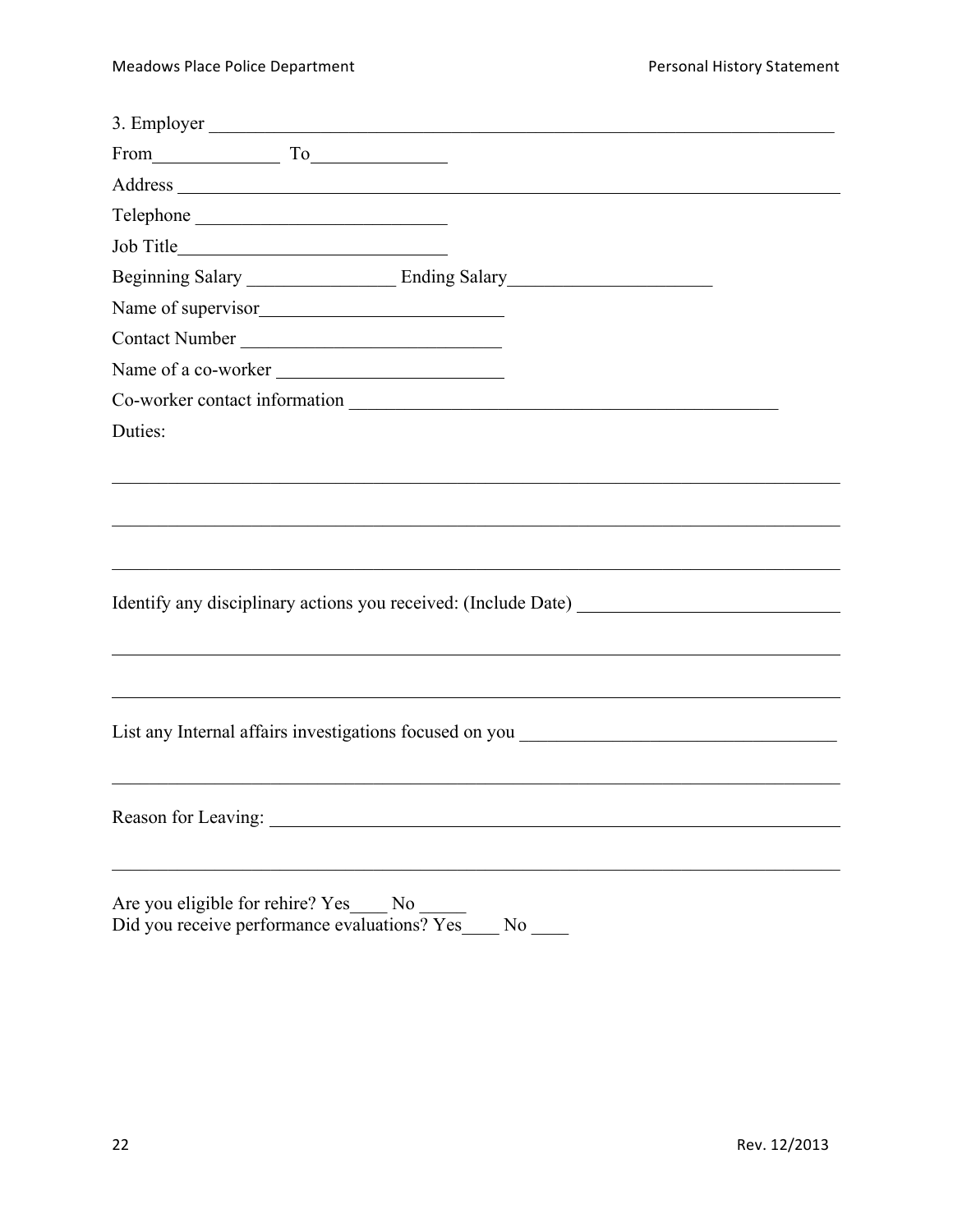3. Employer ______________________________________________________________________

From______________ To_______________

Address ________________________________________________________________________

Telephone ___________________________

Job Title_____________________________

Beginning Salary ________________ Ending Salary______________________

Name of supervisor__________________________

Contact Number ____________________________

Name of a co-worker ________________________

Co-worker contact information ______________________________________________

Duties:

_________________________________________________________________________

_________________________________________________________________________

_________________________________________________________________________

Identify any disciplinary actions you received: (Include Date) ____________________________

_________________________________________________________________________

_________________________________________________________________________

List any Internal affairs investigations focused on you __________________________________

_________________________________________________________________________

Reason for Leaving: ______________________________________________________________

_________________________________________________________________________

Are you eligible for rehire? Yes____ No _____

Did you receive performance evaluations? Yes____ No ____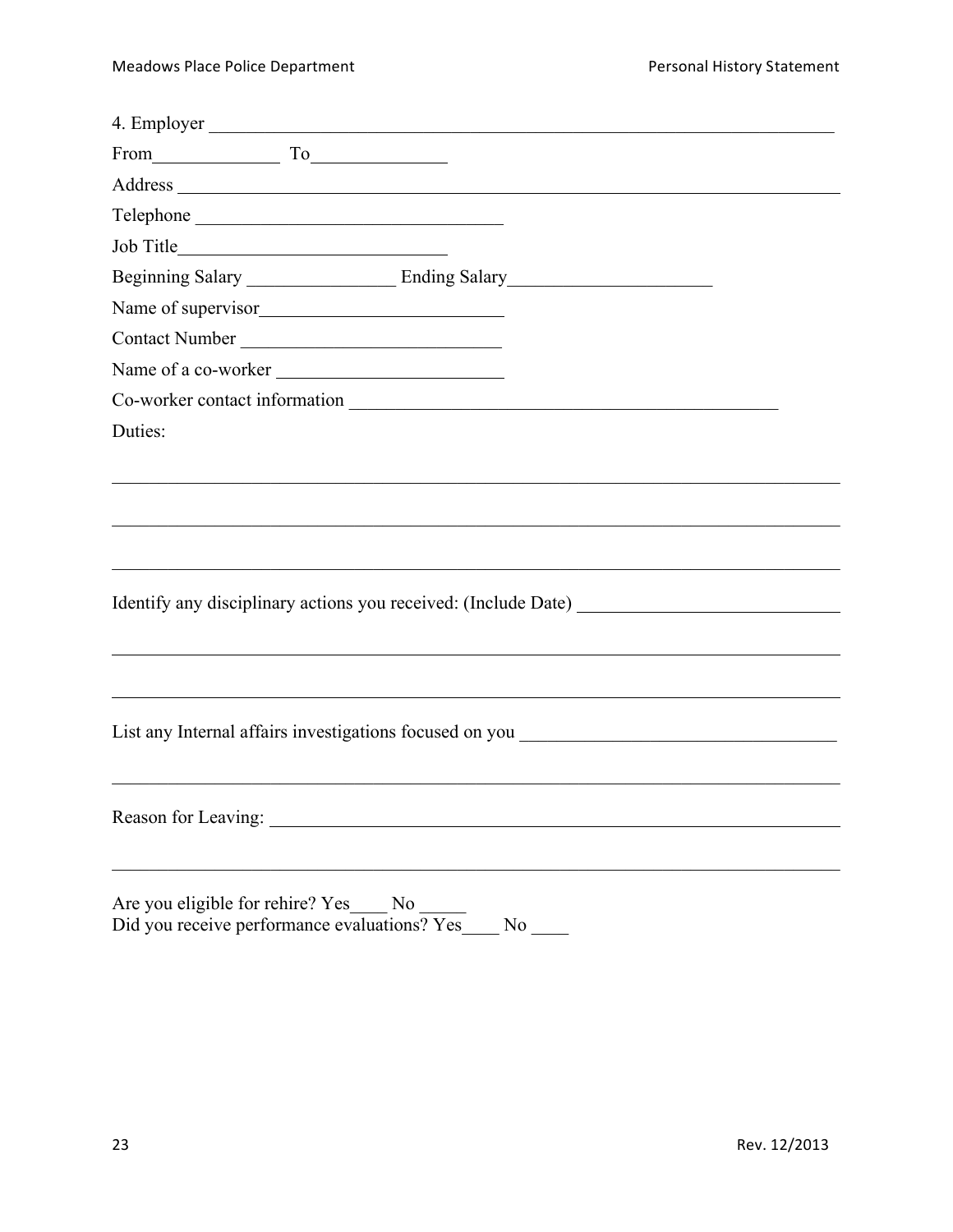4. Employer ______________________________________________________________________

From______________ To_______________

Address ________________________________________________________________________

Telephone _________________________________

Job Title_____________________________

Beginning Salary ________________ Ending Salary______________________

Name of supervisor___________________________

Contact Number ____________________________

Name of a co-worker ________________________

Co-worker contact information _______________________________________________

Duties:

________________________________________________________________________________

________________________________________________________________________________

________________________________________________________________________________

Identify any disciplinary actions you received: (Include Date) ____________________________

________________________________________________________________________________

________________________________________________________________________________

List any Internal affairs investigations focused on you __________________________________

________________________________________________________________________________

Reason for Leaving: _______________________________________________________________

________________________________________________________________________________

Are you eligible for rehire? Yes____ No _____

Did you receive performance evaluations? Yes____ No ____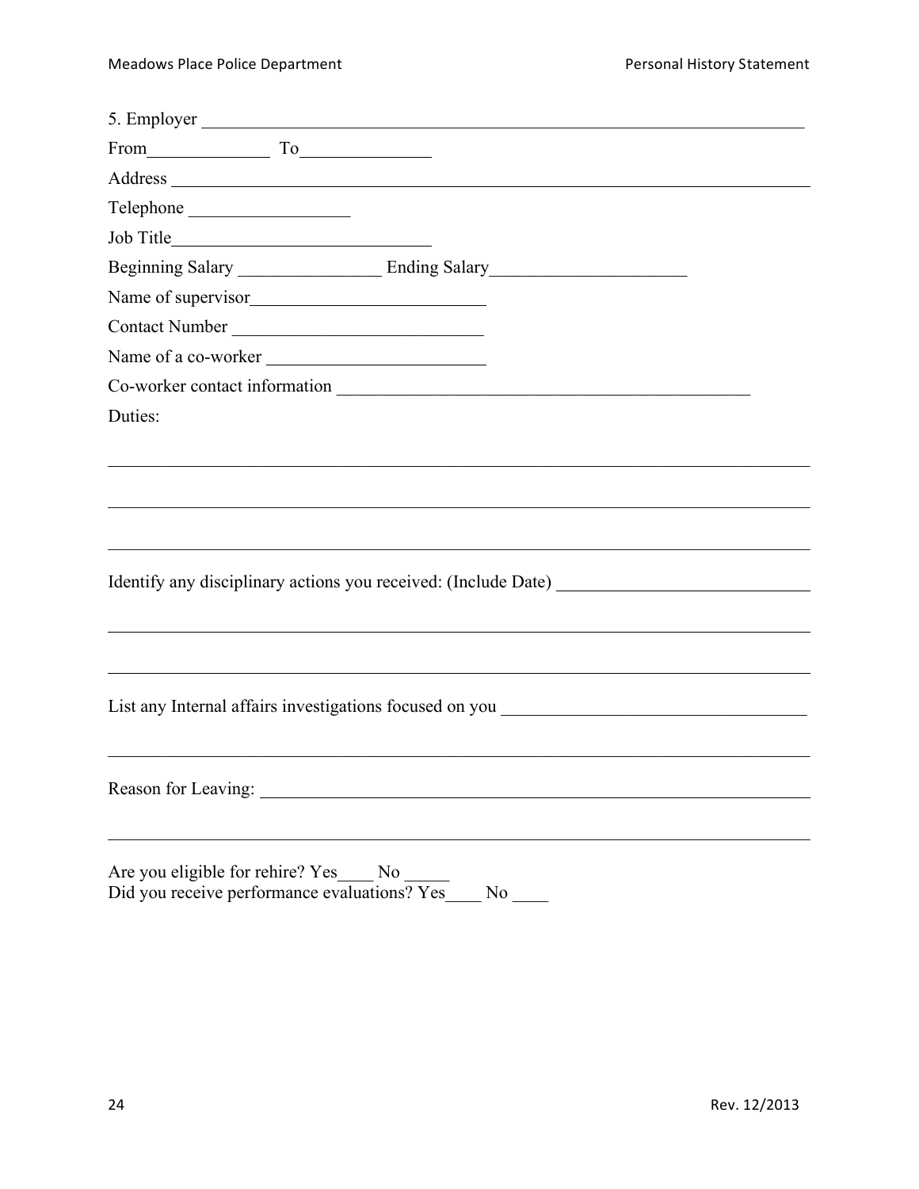5. Employer \_\_\_\_\_\_\_\_\_\_\_\_\_\_\_\_\_\_\_\_\_\_\_\_\_\_\_\_\_\_\_\_\_\_\_\_\_\_\_\_\_\_\_\_\_\_\_\_\_\_\_\_\_\_\_\_\_\_\_\_

From\_\_\_\_\_\_\_\_\_\_\_\_\_\_ To\_\_\_\_\_\_\_\_\_\_\_\_\_\_

Address \_\_\_\_\_\_\_\_\_\_\_\_\_\_\_\_\_\_\_\_\_\_\_\_\_\_\_\_\_\_\_\_\_\_\_\_\_\_\_\_\_\_\_\_\_\_\_\_\_\_\_\_\_\_\_\_\_\_\_\_\_\_

Telephone \_\_\_\_\_\_\_\_\_\_\_\_\_\_\_\_\_

Job Title\_\_\_\_\_\_\_\_\_\_\_\_\_\_\_\_\_\_\_\_\_\_\_\_\_\_\_\_\_

Beginning Salary \_\_\_\_\_\_\_\_\_\_\_\_\_\_\_\_ Ending Salary\_\_\_\_\_\_\_\_\_\_\_\_\_\_\_\_\_\_\_\_\_\_

Name of supervisor\_\_\_\_\_\_\_\_\_\_\_\_\_\_\_\_\_\_\_\_\_\_\_\_\_\_

Contact Number \_\_\_\_\_\_\_\_\_\_\_\_\_\_\_\_\_\_\_\_\_\_\_\_\_\_\_

Name of a co-worker \_\_\_\_\_\_\_\_\_\_\_\_\_\_\_\_\_\_\_\_\_\_\_

Co-worker contact information \_\_\_\_\_\_\_\_\_\_\_\_\_\_\_\_\_\_\_\_\_\_\_\_\_\_\_\_\_\_\_\_\_\_\_\_\_\_\_\_\_\_\_\_\_\_

Duties:

\_\_\_\_\_\_\_\_\_\_\_\_\_\_\_\_\_\_\_\_\_\_\_\_\_\_\_\_\_\_\_\_\_\_\_\_\_\_\_\_\_\_\_\_\_\_\_\_\_\_\_\_\_\_\_\_\_\_\_\_\_\_\_\_\_\_\_\_\_\_\_\_

\_\_\_\_\_\_\_\_\_\_\_\_\_\_\_\_\_\_\_\_\_\_\_\_\_\_\_\_\_\_\_\_\_\_\_\_\_\_\_\_\_\_\_\_\_\_\_\_\_\_\_\_\_\_\_\_\_\_\_\_\_\_\_\_\_\_\_\_\_\_\_\_

\_\_\_\_\_\_\_\_\_\_\_\_\_\_\_\_\_\_\_\_\_\_\_\_\_\_\_\_\_\_\_\_\_\_\_\_\_\_\_\_\_\_\_\_\_\_\_\_\_\_\_\_\_\_\_\_\_\_\_\_\_\_\_\_\_\_\_\_\_\_\_\_

Identify any disciplinary actions you received: (Include Date) \_\_\_\_\_\_\_\_\_\_\_\_\_\_\_\_\_\_\_\_\_\_\_\_\_\_\_\_

\_\_\_\_\_\_\_\_\_\_\_\_\_\_\_\_\_\_\_\_\_\_\_\_\_\_\_\_\_\_\_\_\_\_\_\_\_\_\_\_\_\_\_\_\_\_\_\_\_\_\_\_\_\_\_\_\_\_\_\_\_\_\_\_\_\_\_\_\_\_\_\_

\_\_\_\_\_\_\_\_\_\_\_\_\_\_\_\_\_\_\_\_\_\_\_\_\_\_\_\_\_\_\_\_\_\_\_\_\_\_\_\_\_\_\_\_\_\_\_\_\_\_\_\_\_\_\_\_\_\_\_\_\_\_\_\_\_\_\_\_\_\_\_\_

List any Internal affairs investigations focused on you \_\_\_\_\_\_\_\_\_\_\_\_\_\_\_\_\_\_\_\_\_\_\_\_\_\_\_\_\_\_\_\_\_\_

\_\_\_\_\_\_\_\_\_\_\_\_\_\_\_\_\_\_\_\_\_\_\_\_\_\_\_\_\_\_\_\_\_\_\_\_\_\_\_\_\_\_\_\_\_\_\_\_\_\_\_\_\_\_\_\_\_\_\_\_\_\_\_\_\_\_\_\_\_\_\_\_

Reason for Leaving: \_\_\_\_\_\_\_\_\_\_\_\_\_\_\_\_\_\_\_\_\_\_\_\_\_\_\_\_\_\_\_\_\_\_\_\_\_\_\_\_\_\_\_\_\_\_\_\_\_\_\_\_\_\_\_\_\_\_\_

\_\_\_\_\_\_\_\_\_\_\_\_\_\_\_\_\_\_\_\_\_\_\_\_\_\_\_\_\_\_\_\_\_\_\_\_\_\_\_\_\_\_\_\_\_\_\_\_\_\_\_\_\_\_\_\_\_\_\_\_\_\_\_\_\_\_\_\_\_\_\_\_

Are you eligible for rehire? Yes\_\_\_\_ No \_\_\_\_\_

Did you receive performance evaluations? Yes\_\_\_\_ No \_\_\_\_

Rev. 12/2013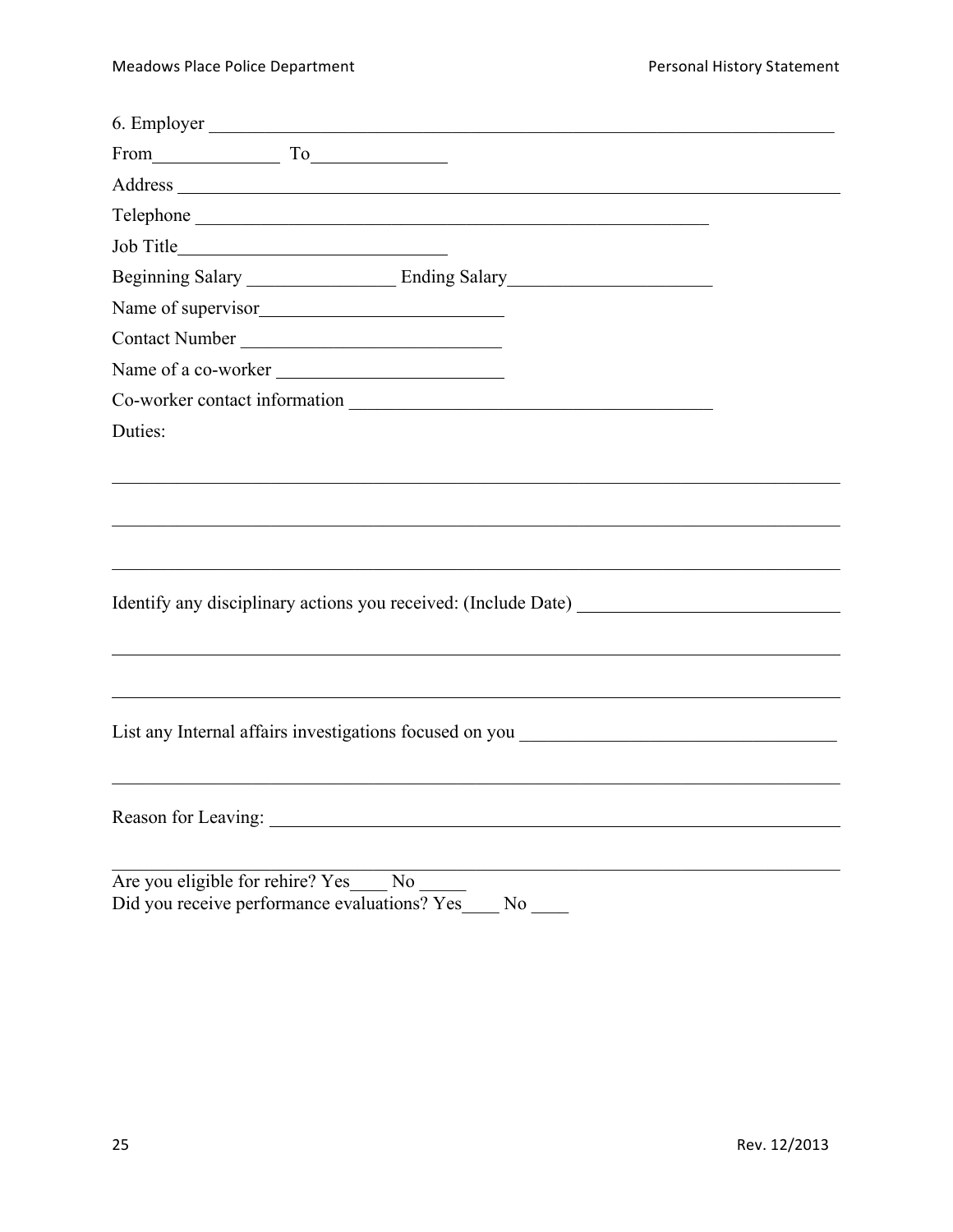6. Employer ______________________________________________________________________

From______________ To______________

Address ________________________________________________________________________

Telephone ______________________________________________________

Job Title______________________________

Beginning Salary ________________ Ending Salary______________________

Name of supervisor___________________________

Contact Number ___________________________

Name of a co-worker ________________________

Co-worker contact information ______________________________________

Duties:

________________________________________________________________________________

________________________________________________________________________________

________________________________________________________________________________

Identify any disciplinary actions you received: (Include Date) ____________________________

________________________________________________________________________________

________________________________________________________________________________

List any Internal affairs investigations focused on you __________________________________

________________________________________________________________________________

Reason for Leaving: ______________________________________________________________

________________________________________________________________________________

Are you eligible for rehire? Yes____ No _____

Did you receive performance evaluations? Yes____ No ____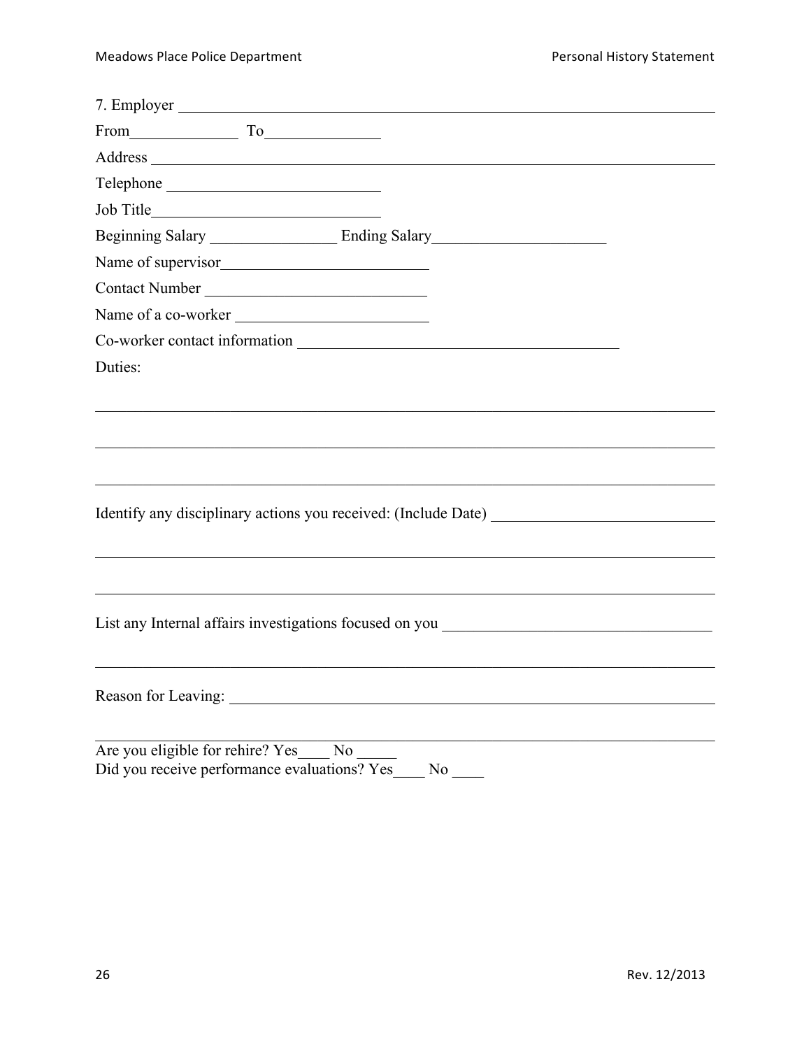7. Employer ______________________________________________________________

From______________ To_______________

Address _________________________________________________________________

Telephone ___________________________

Job Title____________________________

Beginning Salary ________________ Ending Salary______________________

Name of supervisor__________________________

Contact Number ____________________________

Name of a co-worker ________________________

Co-worker contact information ________________________________________

Duties:

___________________________________________________________________________

___________________________________________________________________________

___________________________________________________________________________

Identify any disciplinary actions you received: (Include Date) ____________________________

___________________________________________________________________________

___________________________________________________________________________

List any Internal affairs investigations focused on you __________________________________

___________________________________________________________________________

Reason for Leaving: ________________________________________________________________

___________________________________________________________________________

Are you eligible for rehire? Yes____ No _____

Did you receive performance evaluations? Yes____ No ____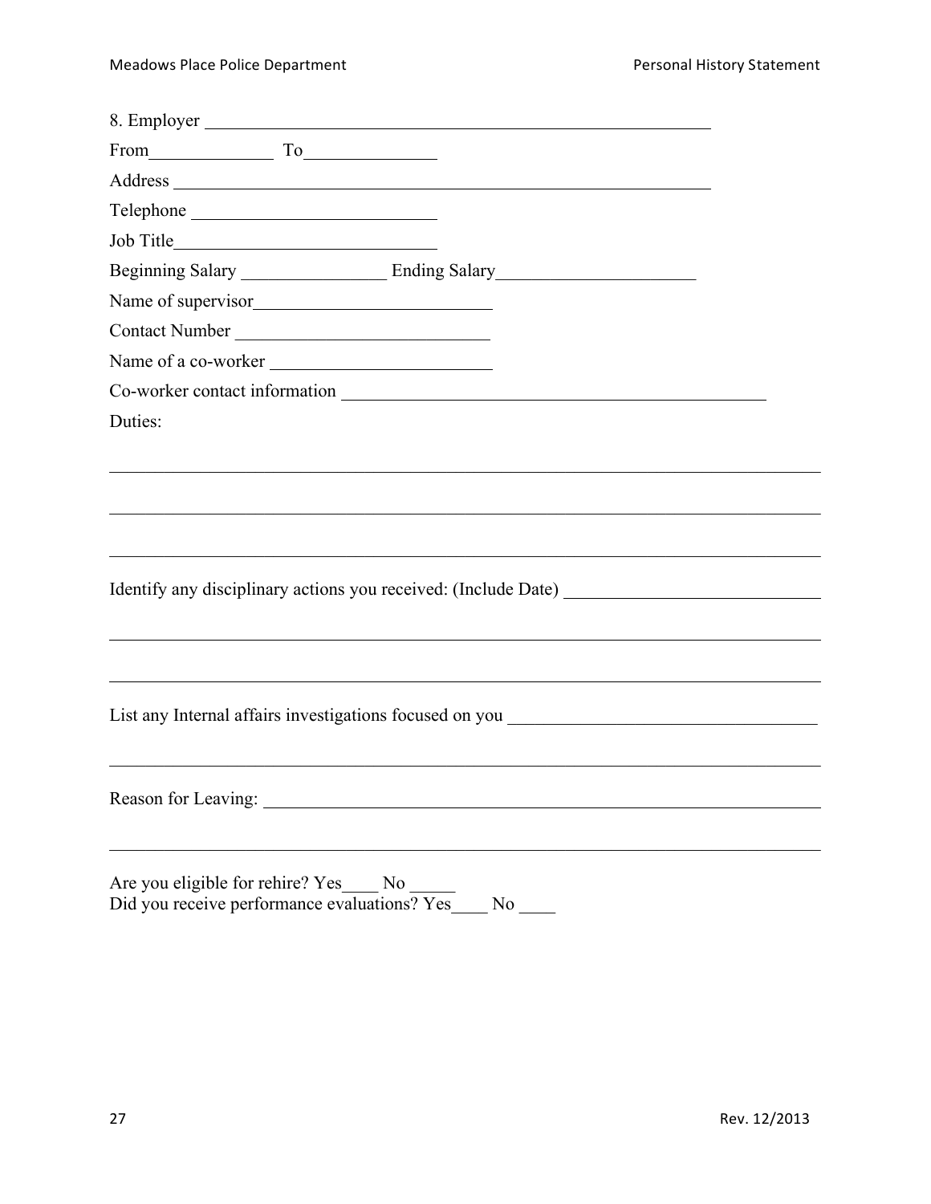8. Employer ____________________________________________________________

From______________ To_______________

Address ____________________________________________________________

Telephone ___________________________

Job Title_____________________________

Beginning Salary ________________ Ending Salary______________________

Name of supervisor__________________________

Contact Number ____________________________

Name of a co-worker ________________________

Co-worker contact information ______________________________________________

Duties:

_______________________________________________________________________________

_______________________________________________________________________________

_______________________________________________________________________________

Identify any disciplinary actions you received: (Include Date) ____________________________

_______________________________________________________________________________

_______________________________________________________________________________

List any Internal affairs investigations focused on you __________________________________

_______________________________________________________________________________

Reason for Leaving: ______________________________________________________________

_______________________________________________________________________________

Are you eligible for rehire? Yes____ No _____

Did you receive performance evaluations? Yes____ No ____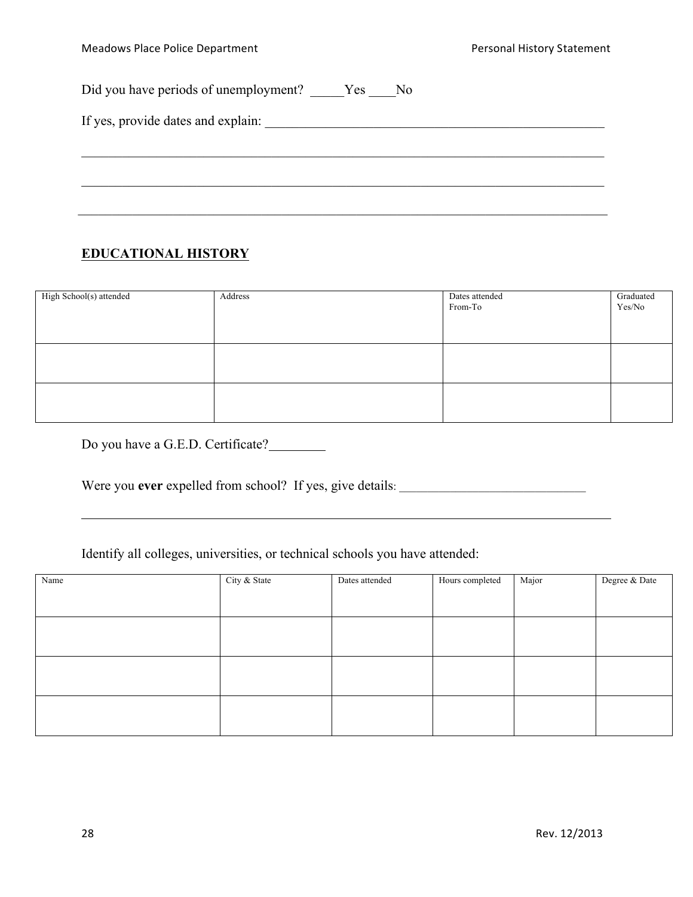Did you have periods of unemployment? _____Yes ____No

If yes, provide dates and explain: ___________________________________________________

___________________________________________________________________________

___________________________________________________________________________

___________________________________________________________________________

## EDUCATIONAL HISTORY

| High School(s) attended | Address | Dates attended From-To | Graduated Yes/No |
|---|---|---|---|
| | | | |
| | | | |

Do you have a G.E.D. Certificate?________

Were you **ever** expelled from school? If yes, give details: ____________________________

___________________________________________________________________________

Identify all colleges, universities, or technical schools you have attended:

| Name | City & State | Dates attended | Hours completed | Major | Degree & Date |
|---|---|---|---|---|---|
| | | | | | |
| | | | | | |
| | | | | | |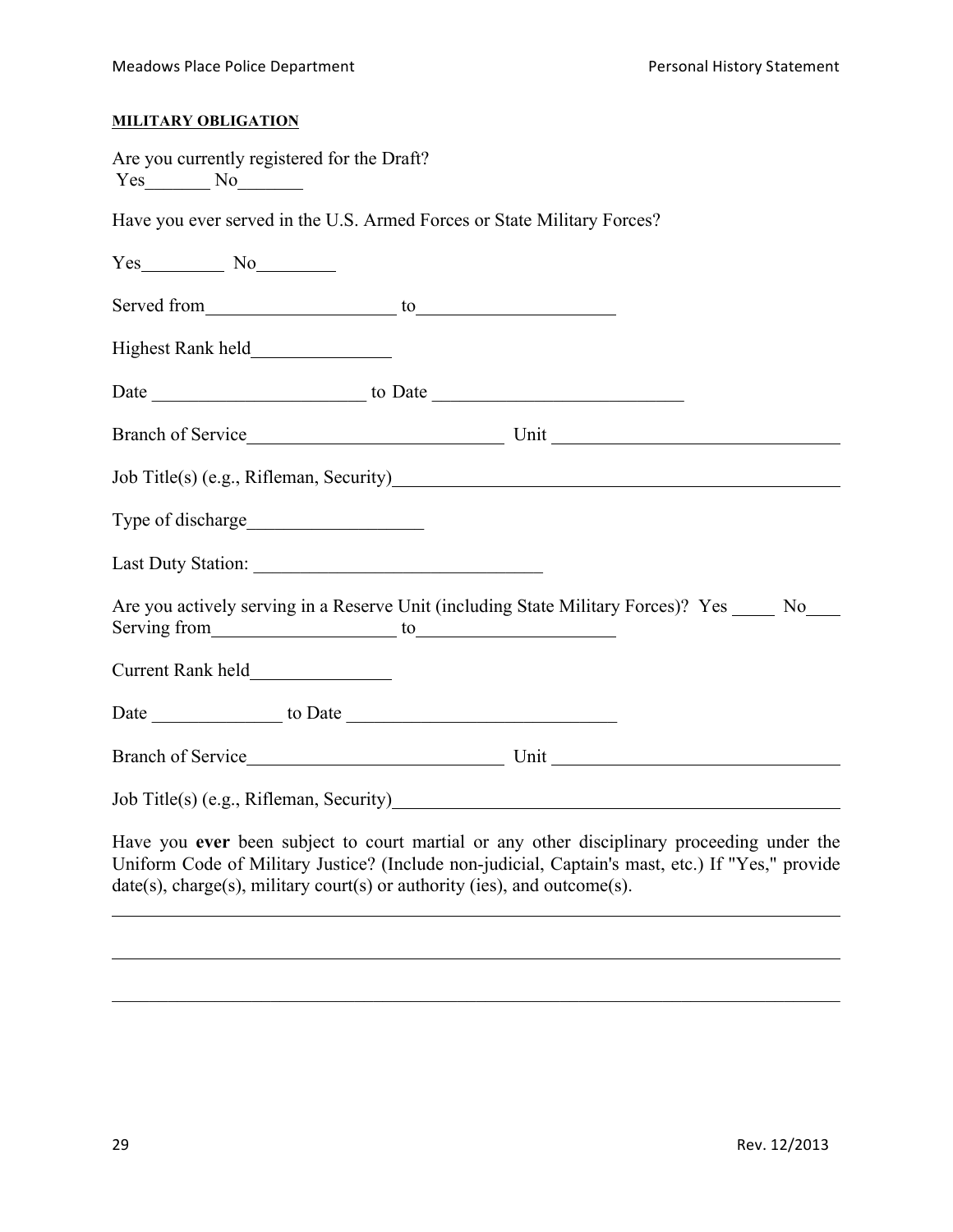**MILITARY OBLIGATION**

Are you currently registered for the Draft?
Yes_______ No_______

Have you ever served in the U.S. Armed Forces or State Military Forces?

Yes_________ No________

Served from____________________ to____________________

Highest Rank held_______________

Date ______________________ to Date __________________________

Branch of Service___________________________ Unit ______________________________

Job Title(s) (e.g., Rifleman, Security)_______________________________________________

Type of discharge__________________

Last Duty Station: ______________________________

Are you actively serving in a Reserve Unit (including State Military Forces)? Yes _____ No____
Serving from___________________ to____________________

Current Rank held_______________

Date ______________ to Date ____________________________

Branch of Service___________________________ Unit ______________________________

Job Title(s) (e.g., Rifleman, Security)_______________________________________________

Have you **ever** been subject to court martial or any other disciplinary proceeding under the Uniform Code of Military Justice? (Include non-judicial, Captain's mast, etc.) If "Yes," provide date(s), charge(s), military court(s) or authority (ies), and outcome(s).

_____________________________________________________________________________

_____________________________________________________________________________

_____________________________________________________________________________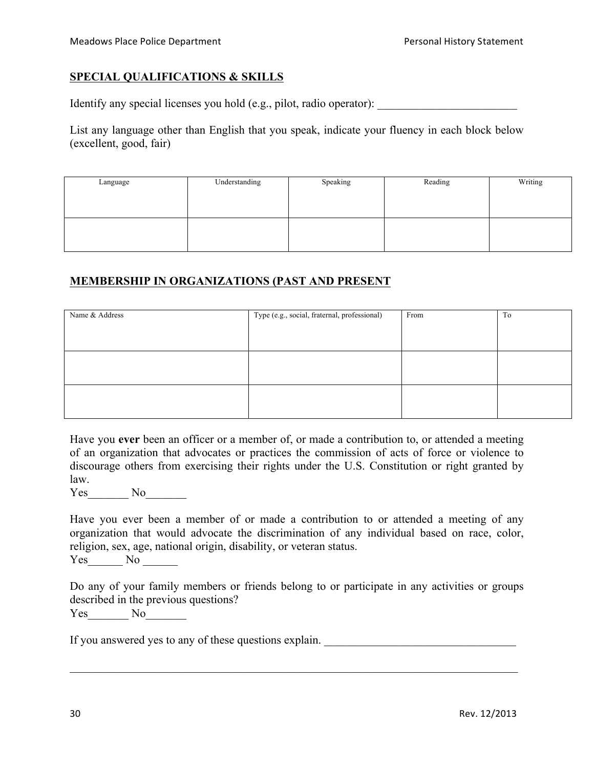## SPECIAL QUALIFICATIONS & SKILLS

Identify any special licenses you hold (e.g., pilot, radio operator): ________________________

List any language other than English that you speak, indicate your fluency in each block below (excellent, good, fair)

| Language | Understanding | Speaking | Reading | Writing |
|---|---|---|---|---|
| | | | | |

## MEMBERSHIP IN ORGANIZATIONS (PAST AND PRESENT

| Name & Address | Type (e.g., social, fraternal, professional) | From | To |
|---|---|---|---|
| | | | |
| | | | |

Have you **ever** been an officer or a member of, or made a contribution to, or attended a meeting of an organization that advocates or practices the commission of acts of force or violence to discourage others from exercising their rights under the U.S. Constitution or right granted by law.
Yes_______ No_______

Have you ever been a member of or made a contribution to or attended a meeting of any organization that would advocate the discrimination of any individual based on race, color, religion, sex, age, national origin, disability, or veteran status.
Yes______ No ______

Do any of your family members or friends belong to or participate in any activities or groups described in the previous questions?
Yes_______ No_______

If you answered yes to any of these questions explain. _________________________________

_______________________________________________________________________________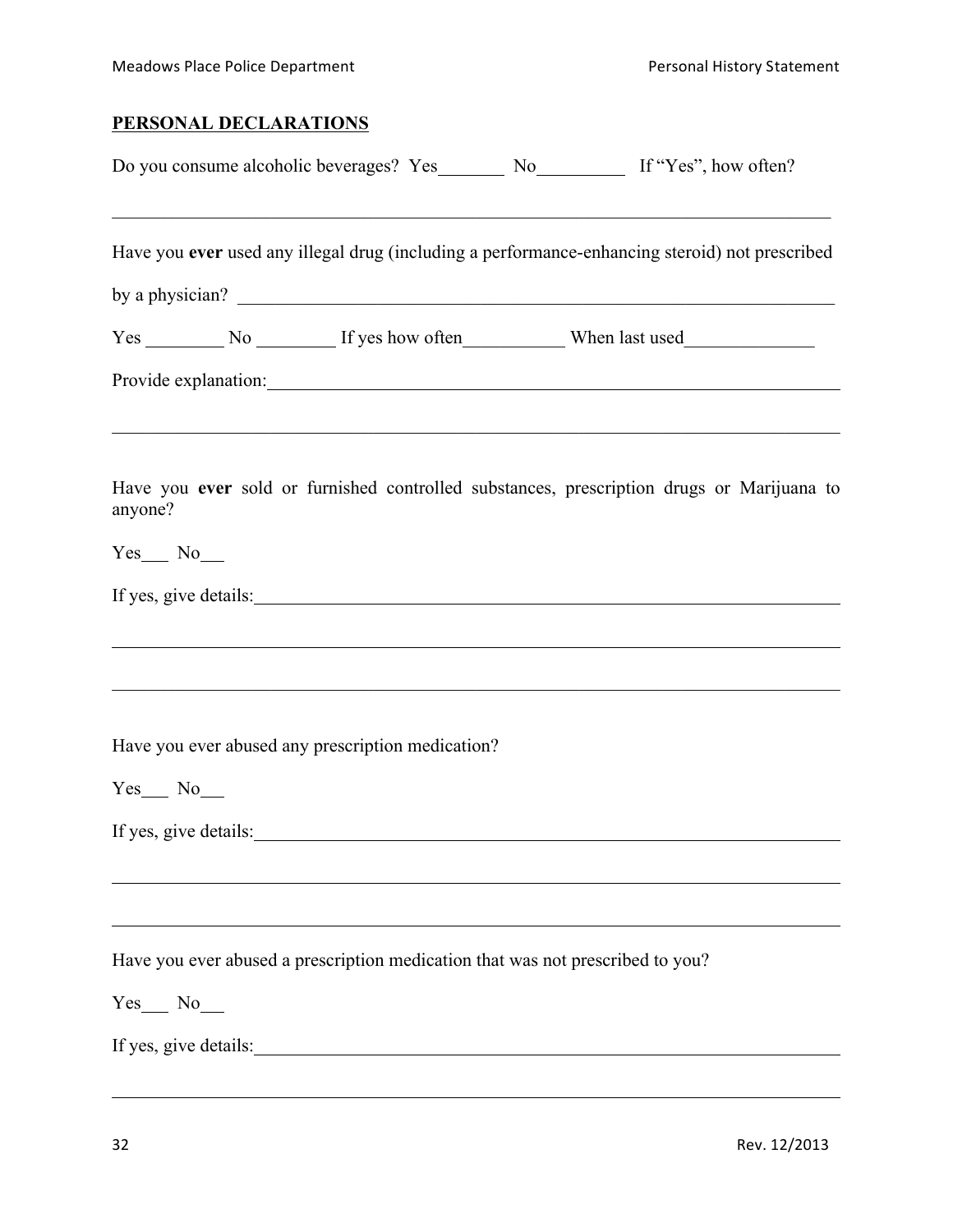## PERSONAL DECLARATIONS

Do you consume alcoholic beverages? Yes_______ No_________ If "Yes", how often?

_______________________________________________________________________________

Have you **ever** used any illegal drug (including a performance-enhancing steroid) not prescribed by a physician? _______________________________________________________________

Yes ________ No ________ If yes how often__________ When last used_____________

Provide explanation:___________________________________________________________

_______________________________________________________________________________

Have you **ever** sold or furnished controlled substances, prescription drugs or Marijuana to anyone?

Yes___ No___

If yes, give details:____________________________________________________________

_______________________________________________________________________________

_______________________________________________________________________________

Have you ever abused any prescription medication?

Yes___ No___

If yes, give details:____________________________________________________________

_______________________________________________________________________________

_______________________________________________________________________________

Have you ever abused a prescription medication that was not prescribed to you?

Yes___ No___

If yes, give details:____________________________________________________________

_______________________________________________________________________________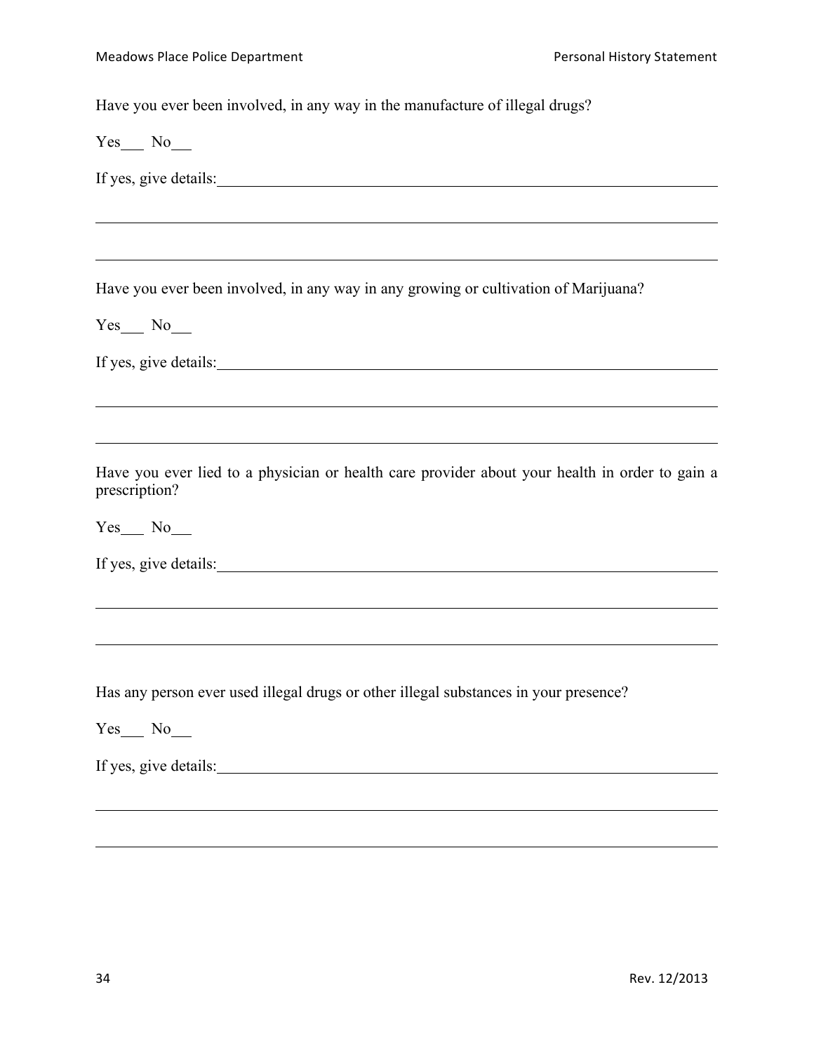Have you ever been involved, in any way in the manufacture of illegal drugs?

Yes___ No___

If yes, give details:________________________________________________________________

____________________________________________________________________________________

____________________________________________________________________________________

Have you ever been involved, in any way in any growing or cultivation of Marijuana?

Yes___ No___

If yes, give details:________________________________________________________________

____________________________________________________________________________________

____________________________________________________________________________________

Have you ever lied to a physician or health care provider about your health in order to gain a prescription?

Yes___ No___

If yes, give details:________________________________________________________________

____________________________________________________________________________________

____________________________________________________________________________________

Has any person ever used illegal drugs or other illegal substances in your presence?

Yes___ No___

If yes, give details:________________________________________________________________

____________________________________________________________________________________

____________________________________________________________________________________

Rev. 12/2013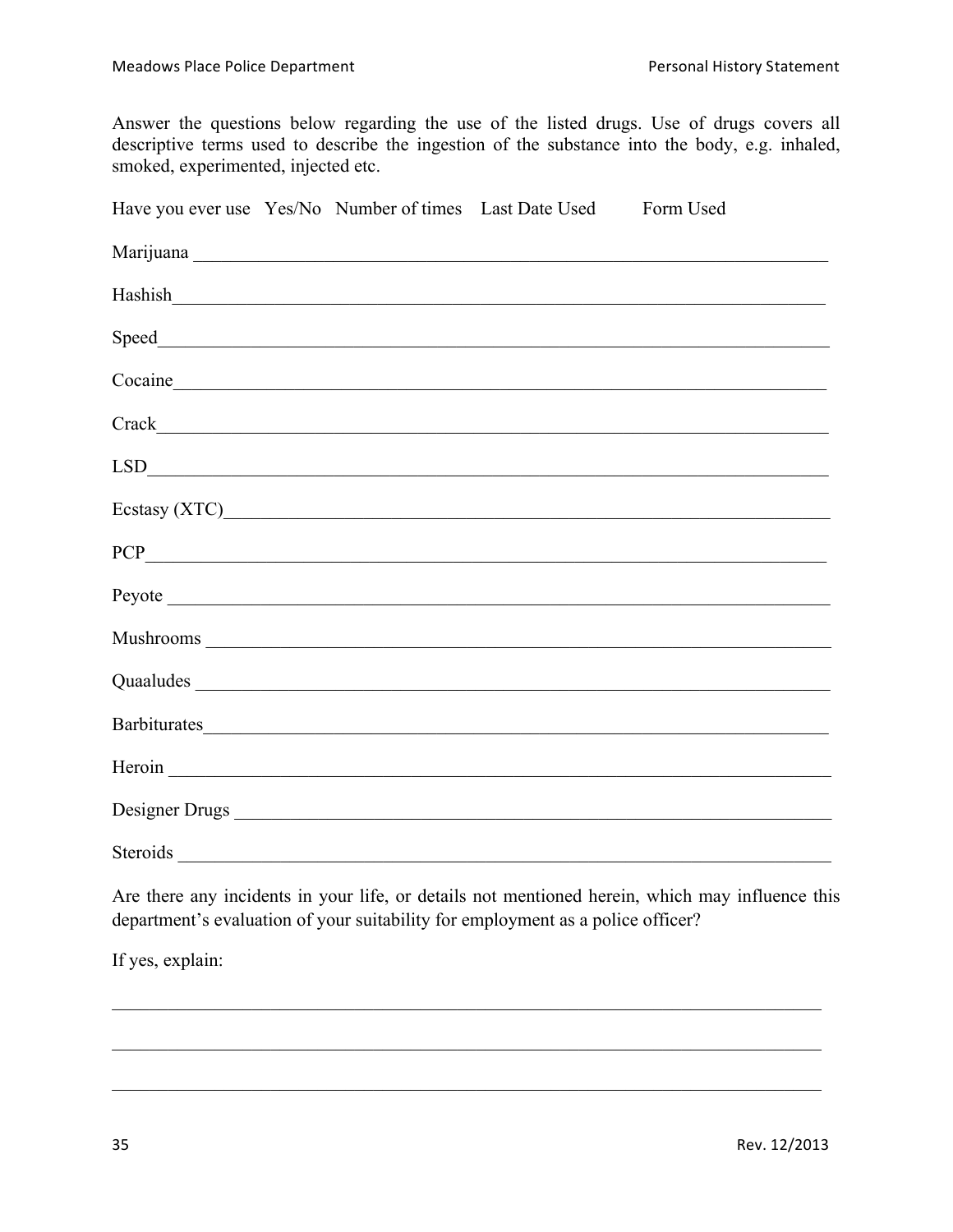Answer the questions below regarding the use of the listed drugs. Use of drugs covers all descriptive terms used to describe the ingestion of the substance into the body, e.g. inhaled, smoked, experimented, injected etc.

| Have you ever use | Yes/No | Number of times | Last Date Used | Form Used |
|---|---|---|---|---|
| Marijuana | | | | |
| Hashish | | | | |
| Speed | | | | |
| Cocaine | | | | |
| Crack | | | | |
| LSD | | | | |
| Ecstasy (XTC) | | | | |
| PCP | | | | |
| Peyote | | | | |
| Mushrooms | | | | |
| Quaaludes | | | | |
| Barbiturates | | | | |
| Heroin | | | | |
| Designer Drugs | | | | |
| Steroids | | | | |

Are there any incidents in your life, or details not mentioned herein, which may influence this department's evaluation of your suitability for employment as a police officer?

If yes, explain:

_______________________________________________________________________________

_______________________________________________________________________________

_______________________________________________________________________________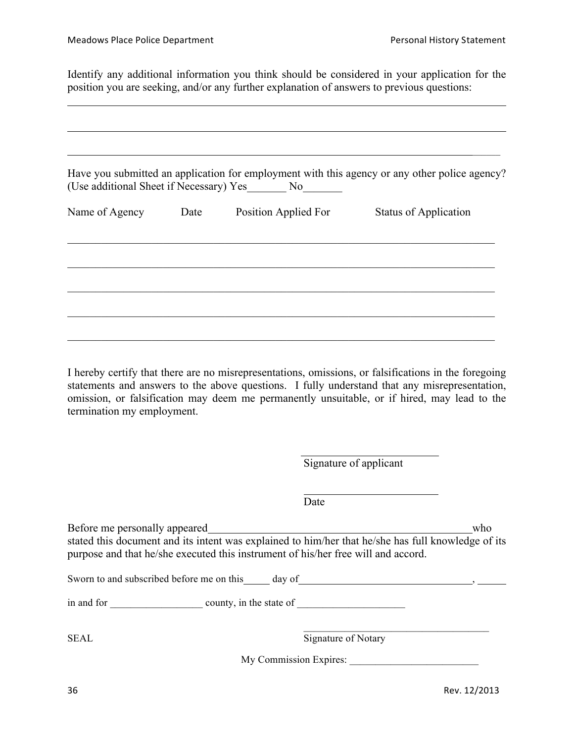Identify any additional information you think should be considered in your application for the position you are seeking, and/or any further explanation of answers to previous questions:

\_\_\_\_\_\_\_\_\_\_\_\_\_\_\_\_\_\_\_\_\_\_\_\_\_\_\_\_\_\_\_\_\_\_\_\_\_\_\_\_\_\_\_\_\_\_\_\_\_\_\_\_\_\_\_\_\_\_\_\_\_\_\_\_\_\_\_\_\_\_\_\_\_\_\_\_

\_\_\_\_\_\_\_\_\_\_\_\_\_\_\_\_\_\_\_\_\_\_\_\_\_\_\_\_\_\_\_\_\_\_\_\_\_\_\_\_\_\_\_\_\_\_\_\_\_\_\_\_\_\_\_\_\_\_\_\_\_\_\_\_\_\_\_\_\_\_\_\_\_\_\_\_

\_\_\_\_\_\_\_\_\_\_\_\_\_\_\_\_\_\_\_\_\_\_\_\_\_\_\_\_\_\_\_\_\_\_\_\_\_\_\_\_\_\_\_\_\_\_\_\_\_\_\_\_\_\_\_\_\_\_\_\_\_\_\_\_\_\_\_\_\_\_\_\_\_\_\_\_

Have you submitted an application for employment with this agency or any other police agency? (Use additional Sheet if Necessary) Yes_______ No_______

| Name of Agency | Date | Position Applied For | Status of Application |
|---|---|---|---|
| | | | |
| | | | |
| | | | |
| | | | |
| | | | |

I hereby certify that there are no misrepresentations, omissions, or falsifications in the foregoing statements and answers to the above questions. I fully understand that any misrepresentation, omission, or falsification may deem me permanently unsuitable, or if hired, may lead to the termination my employment.

\_\_\_\_\_\_\_\_\_\_\_\_\_\_\_\_\_\_\_\_\_\_\_\_\_
Signature of applicant

\_\_\_\_\_\_\_\_\_\_\_\_\_\_\_\_\_\_\_\_\_\_\_\_\_
Date

Before me personally appeared\_\_\_\_\_\_\_\_\_\_\_\_\_\_\_\_\_\_\_\_\_\_\_\_\_\_\_\_\_\_\_\_\_\_\_\_\_\_\_\_\_\_\_\_\_\_\_\_who stated this document and its intent was explained to him/her that he/she has full knowledge of its purpose and that he/she executed this instrument of his/her free will and accord.

Sworn to and subscribed before me on this\_\_\_\_\_ day of\_\_\_\_\_\_\_\_\_\_\_\_\_\_\_\_\_\_\_\_\_\_\_\_\_\_\_\_\_\_\_\_, \_\_\_\_\_\_

in and for \_\_\_\_\_\_\_\_\_\_\_\_\_\_\_\_\_\_ county, in the state of \_\_\_\_\_\_\_\_\_\_\_\_\_\_\_\_\_\_\_\_\_

SEAL

\_\_\_\_\_\_\_\_\_\_\_\_\_\_\_\_\_\_\_\_\_\_\_\_\_\_\_\_\_\_\_\_\_\_\_\_\_
Signature of Notary

My Commission Expires: \_\_\_\_\_\_\_\_\_\_\_\_\_\_\_\_\_\_\_\_\_\_\_\_\_

Rev. 12/2013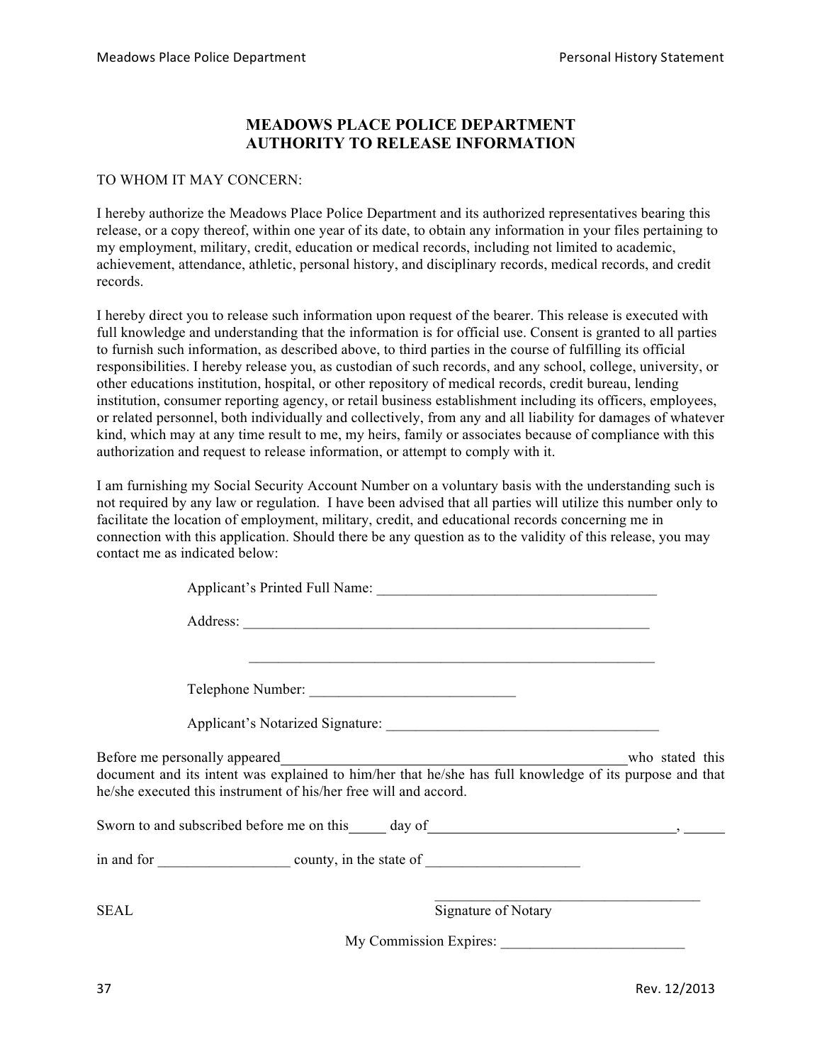# MEADOWS PLACE POLICE DEPARTMENT
# AUTHORITY TO RELEASE INFORMATION

TO WHOM IT MAY CONCERN:

I hereby authorize the Meadows Place Police Department and its authorized representatives bearing this release, or a copy thereof, within one year of its date, to obtain any information in your files pertaining to my employment, military, credit, education or medical records, including not limited to academic, achievement, attendance, athletic, personal history, and disciplinary records, medical records, and credit records.

I hereby direct you to release such information upon request of the bearer. This release is executed with full knowledge and understanding that the information is for official use. Consent is granted to all parties to furnish such information, as described above, to third parties in the course of fulfilling its official responsibilities. I hereby release you, as custodian of such records, and any school, college, university, or other educations institution, hospital, or other repository of medical records, credit bureau, lending institution, consumer reporting agency, or retail business establishment including its officers, employees, or related personnel, both individually and collectively, from any and all liability for damages of whatever kind, which may at any time result to me, my heirs, family or associates because of compliance with this authorization and request to release information, or attempt to comply with it.

I am furnishing my Social Security Account Number on a voluntary basis with the understanding such is not required by any law or regulation. I have been advised that all parties will utilize this number only to facilitate the location of employment, military, credit, and educational records concerning me in connection with this application. Should there be any question as to the validity of this release, you may contact me as indicated below:

Applicant's Printed Full Name: _______________________________________

Address: _______________________________________________________

_______________________________________________________

Telephone Number: ___________________________

Applicant's Notarized Signature: _____________________________________

Before me personally appeared_______________________________________________who stated this document and its intent was explained to him/her that he/she has full knowledge of its purpose and that he/she executed this instrument of his/her free will and accord.

Sworn to and subscribed before me on this_____ day of_________________________________, _____

in and for __________________ county, in the state of _____________________

SEAL

_____________________________________
Signature of Notary

My Commission Expires: _________________________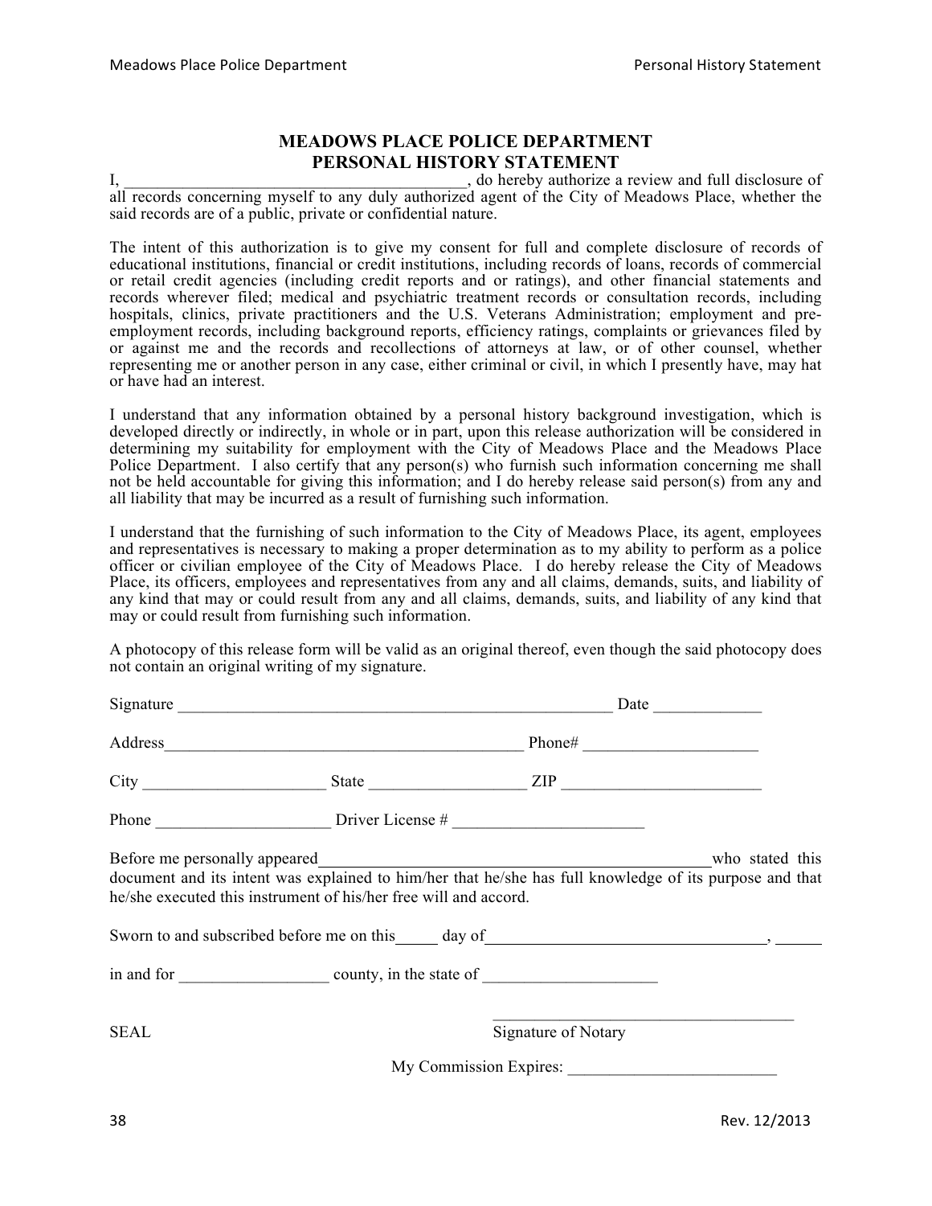# MEADOWS PLACE POLICE DEPARTMENT
## PERSONAL HISTORY STATEMENT

I, ________________________________________, do hereby authorize a review and full disclosure of all records concerning myself to any duly authorized agent of the City of Meadows Place, whether the said records are of a public, private or confidential nature.

The intent of this authorization is to give my consent for full and complete disclosure of records of educational institutions, financial or credit institutions, including records of loans, records of commercial or retail credit agencies (including credit reports and or ratings), and other financial statements and records wherever filed; medical and psychiatric treatment records or consultation records, including hospitals, clinics, private practitioners and the U.S. Veterans Administration; employment and pre-employment records, including background reports, efficiency ratings, complaints or grievances filed by or against me and the records and recollections of attorneys at law, or of other counsel, whether representing me or another person in any case, either criminal or civil, in which I presently have, may hat or have had an interest.

I understand that any information obtained by a personal history background investigation, which is developed directly or indirectly, in whole or in part, upon this release authorization will be considered in determining my suitability for employment with the City of Meadows Place and the Meadows Place Police Department. I also certify that any person(s) who furnish such information concerning me shall not be held accountable for giving this information; and I do hereby release said person(s) from any and all liability that may be incurred as a result of furnishing such information.

I understand that the furnishing of such information to the City of Meadows Place, its agent, employees and representatives is necessary to making a proper determination as to my ability to perform as a police officer or civilian employee of the City of Meadows Place. I do hereby release the City of Meadows Place, its officers, employees and representatives from any and all claims, demands, suits, and liability of any kind that may or could result from any and all claims, demands, suits, and liability of any kind that may or could result from furnishing such information.

A photocopy of this release form will be valid as an original thereof, even though the said photocopy does not contain an original writing of my signature.

Signature ____________________________________________________ Date ____________

Address__________________________________________ Phone# ____________________

City _____________________ State __________________ ZIP ________________________

Phone ____________________ Driver License # ______________________

Before me personally appeared______________________________________________who stated this document and its intent was explained to him/her that he/she has full knowledge of its purpose and that he/she executed this instrument of his/her free will and accord.

Sworn to and subscribed before me on this_____ day of________________________________, _____

in and for _________________ county, in the state of ____________________

SEAL

____________________________________
Signature of Notary

My Commission Expires: ________________________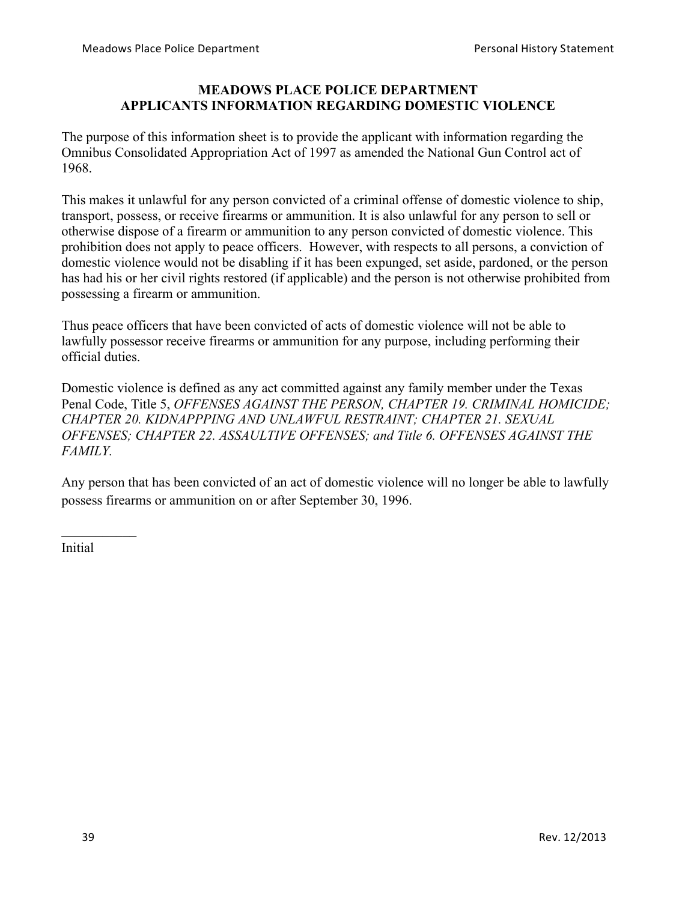**MEADOWS PLACE POLICE DEPARTMENT**
**APPLICANTS INFORMATION REGARDING DOMESTIC VIOLENCE**

The purpose of this information sheet is to provide the applicant with information regarding the Omnibus Consolidated Appropriation Act of 1997 as amended the National Gun Control act of 1968.

This makes it unlawful for any person convicted of a criminal offense of domestic violence to ship, transport, possess, or receive firearms or ammunition. It is also unlawful for any person to sell or otherwise dispose of a firearm or ammunition to any person convicted of domestic violence. This prohibition does not apply to peace officers. However, with respects to all persons, a conviction of domestic violence would not be disabling if it has been expunged, set aside, pardoned, or the person has had his or her civil rights restored (if applicable) and the person is not otherwise prohibited from possessing a firearm or ammunition.

Thus peace officers that have been convicted of acts of domestic violence will not be able to lawfully possessor receive firearms or ammunition for any purpose, including performing their official duties.

Domestic violence is defined as any act committed against any family member under the Texas Penal Code, Title 5, *OFFENSES AGAINST THE PERSON, CHAPTER 19. CRIMINAL HOMICIDE; CHAPTER 20. KIDNAPPPING AND UNLAWFUL RESTRAINT; CHAPTER 21. SEXUAL OFFENSES; CHAPTER 22. ASSAULTIVE OFFENSES; and Title 6. OFFENSES AGAINST THE FAMILY.*

Any person that has been convicted of an act of domestic violence will no longer be able to lawfully possess firearms or ammunition on or after September 30, 1996.

___________
Initial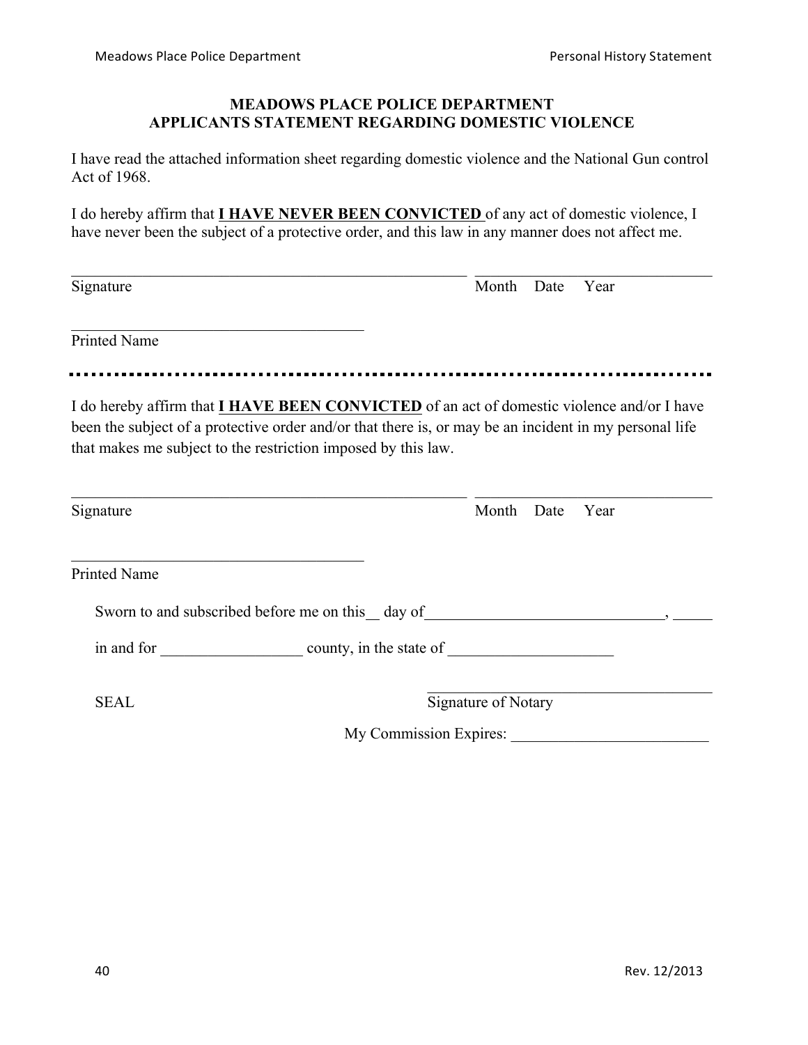## MEADOWS PLACE POLICE DEPARTMENT
## APPLICANTS STATEMENT REGARDING DOMESTIC VIOLENCE

I have read the attached information sheet regarding domestic violence and the National Gun control Act of 1968.

I do hereby affirm that **I HAVE NEVER BEEN CONVICTED** of any act of domestic violence, I have never been the subject of a protective order, and this law in any manner does not affect me.

_______________________________________________ ____________________________

Signature Month Date Year

_________________________________

Printed Name

---

I do hereby affirm that **I HAVE BEEN CONVICTED** of an act of domestic violence and/or I have been the subject of a protective order and/or that there is, or may be an incident in my personal life that makes me subject to the restriction imposed by this law.

_______________________________________________ ____________________________

Signature Month Date Year

_________________________________

Printed Name

Sworn to and subscribed before me on this__ day of______________________________, _____

in and for __________________ county, in the state of _____________________

SEAL ____________________________________

Signature of Notary

My Commission Expires: _________________________